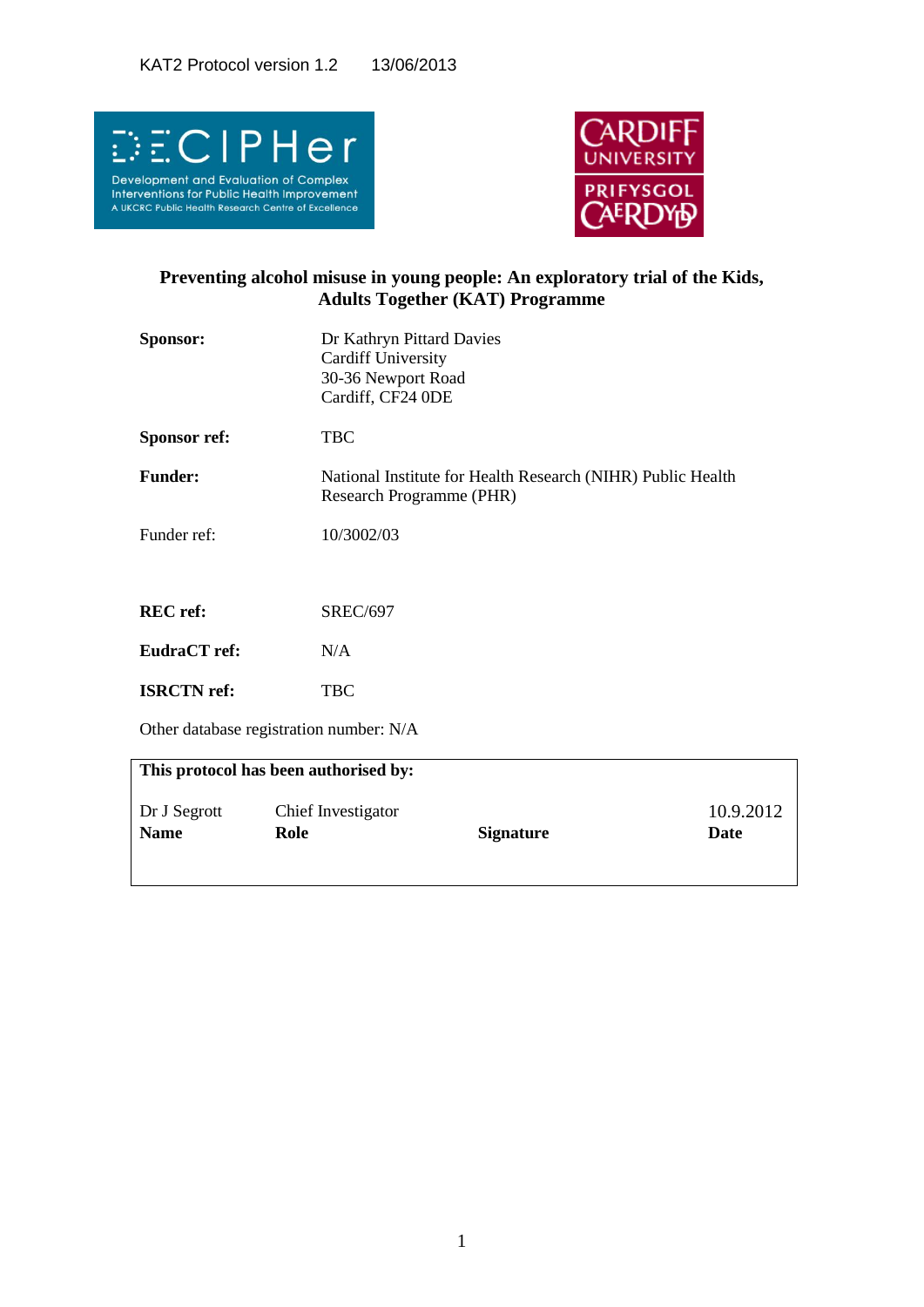KAT2 Protocol version 1.2 13/06/2013

DECIPHer
Development and Evaluation of Complex Interventions for Public Health Improvement
A UKCRC Public Health Research Centre of Excellence

CARDIFF UNIVERSITY
PRIFYSGOL CAERDYD

# Preventing alcohol misuse in young people: An exploratory trial of the Kids, Adults Together (KAT) Programme

**Sponsor:** Dr Kathryn Pittard Davies
Cardiff University
30-36 Newport Road
Cardiff, CF24 0DE

**Sponsor ref:** TBC

**Funder:** National Institute for Health Research (NIHR) Public Health Research Programme (PHR)

Funder ref: 10/3002/03

**REC ref:** SREC/697

**EudraCT ref:** N/A

**ISRCTN ref:** TBC

Other database registration number: N/A

| **This protocol has been authorised by:** | | | |
|---|---|---|---|
| Dr J Segrott | Chief Investigator | | 10.9.2012 |
| **Name** | **Role** | **Signature** | **Date** |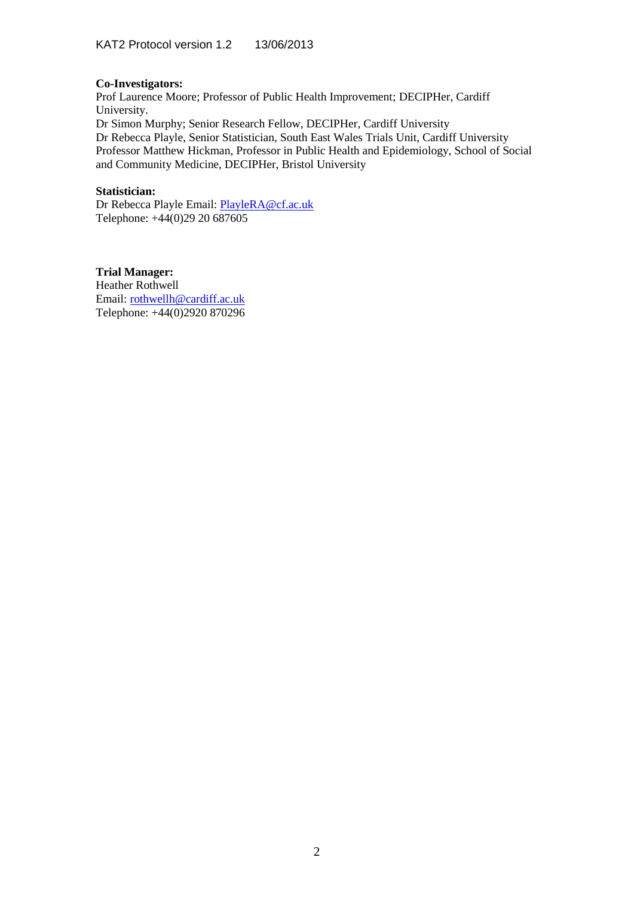**Co-Investigators:**
Prof Laurence Moore; Professor of Public Health Improvement; DECIPHer, Cardiff University.
Dr Simon Murphy; Senior Research Fellow, DECIPHer, Cardiff University
Dr Rebecca Playle, Senior Statistician, South East Wales Trials Unit, Cardiff University
Professor Matthew Hickman, Professor in Public Health and Epidemiology, School of Social and Community Medicine, DECIPHer, Bristol University

**Statistician:**
Dr Rebecca Playle Email: PlayleRA@cf.ac.uk
Telephone: +44(0)29 20 687605

**Trial Manager:**
Heather Rothwell
Email: rothwellh@cardiff.ac.uk
Telephone: +44(0)2920 870296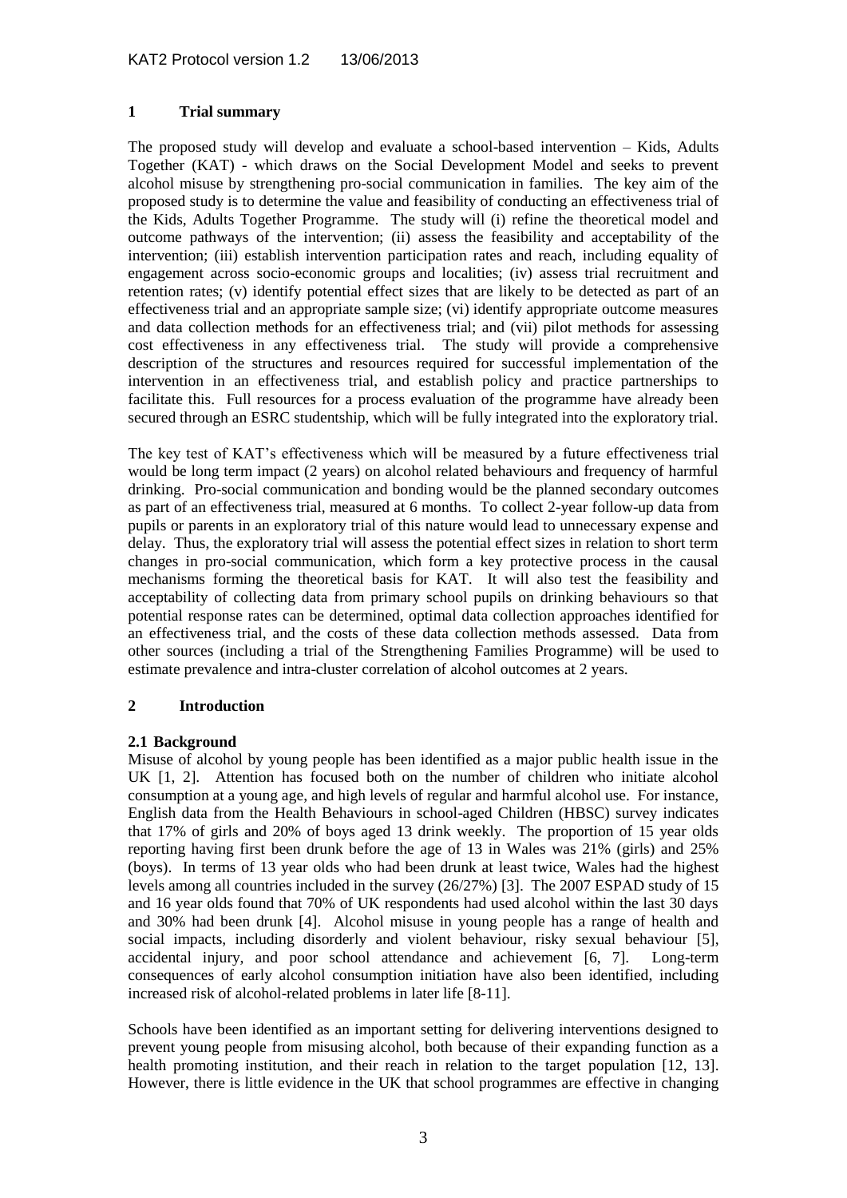## 1 Trial summary

The proposed study will develop and evaluate a school-based intervention – Kids, Adults Together (KAT) - which draws on the Social Development Model and seeks to prevent alcohol misuse by strengthening pro-social communication in families. The key aim of the proposed study is to determine the value and feasibility of conducting an effectiveness trial of the Kids, Adults Together Programme. The study will (i) refine the theoretical model and outcome pathways of the intervention; (ii) assess the feasibility and acceptability of the intervention; (iii) establish intervention participation rates and reach, including equality of engagement across socio-economic groups and localities; (iv) assess trial recruitment and retention rates; (v) identify potential effect sizes that are likely to be detected as part of an effectiveness trial and an appropriate sample size; (vi) identify appropriate outcome measures and data collection methods for an effectiveness trial; and (vii) pilot methods for assessing cost effectiveness in any effectiveness trial. The study will provide a comprehensive description of the structures and resources required for successful implementation of the intervention in an effectiveness trial, and establish policy and practice partnerships to facilitate this. Full resources for a process evaluation of the programme have already been secured through an ESRC studentship, which will be fully integrated into the exploratory trial.

The key test of KAT's effectiveness which will be measured by a future effectiveness trial would be long term impact (2 years) on alcohol related behaviours and frequency of harmful drinking. Pro-social communication and bonding would be the planned secondary outcomes as part of an effectiveness trial, measured at 6 months. To collect 2-year follow-up data from pupils or parents in an exploratory trial of this nature would lead to unnecessary expense and delay. Thus, the exploratory trial will assess the potential effect sizes in relation to short term changes in pro-social communication, which form a key protective process in the causal mechanisms forming the theoretical basis for KAT. It will also test the feasibility and acceptability of collecting data from primary school pupils on drinking behaviours so that potential response rates can be determined, optimal data collection approaches identified for an effectiveness trial, and the costs of these data collection methods assessed. Data from other sources (including a trial of the Strengthening Families Programme) will be used to estimate prevalence and intra-cluster correlation of alcohol outcomes at 2 years.

## 2 Introduction

### 2.1 Background

Misuse of alcohol by young people has been identified as a major public health issue in the UK [1, 2]. Attention has focused both on the number of children who initiate alcohol consumption at a young age, and high levels of regular and harmful alcohol use. For instance, English data from the Health Behaviours in school-aged Children (HBSC) survey indicates that 17% of girls and 20% of boys aged 13 drink weekly. The proportion of 15 year olds reporting having first been drunk before the age of 13 in Wales was 21% (girls) and 25% (boys). In terms of 13 year olds who had been drunk at least twice, Wales had the highest levels among all countries included in the survey (26/27%) [3]. The 2007 ESPAD study of 15 and 16 year olds found that 70% of UK respondents had used alcohol within the last 30 days and 30% had been drunk [4]. Alcohol misuse in young people has a range of health and social impacts, including disorderly and violent behaviour, risky sexual behaviour [5], accidental injury, and poor school attendance and achievement [6, 7]. Long-term consequences of early alcohol consumption initiation have also been identified, including increased risk of alcohol-related problems in later life [8-11].

Schools have been identified as an important setting for delivering interventions designed to prevent young people from misusing alcohol, both because of their expanding function as a health promoting institution, and their reach in relation to the target population [12, 13]. However, there is little evidence in the UK that school programmes are effective in changing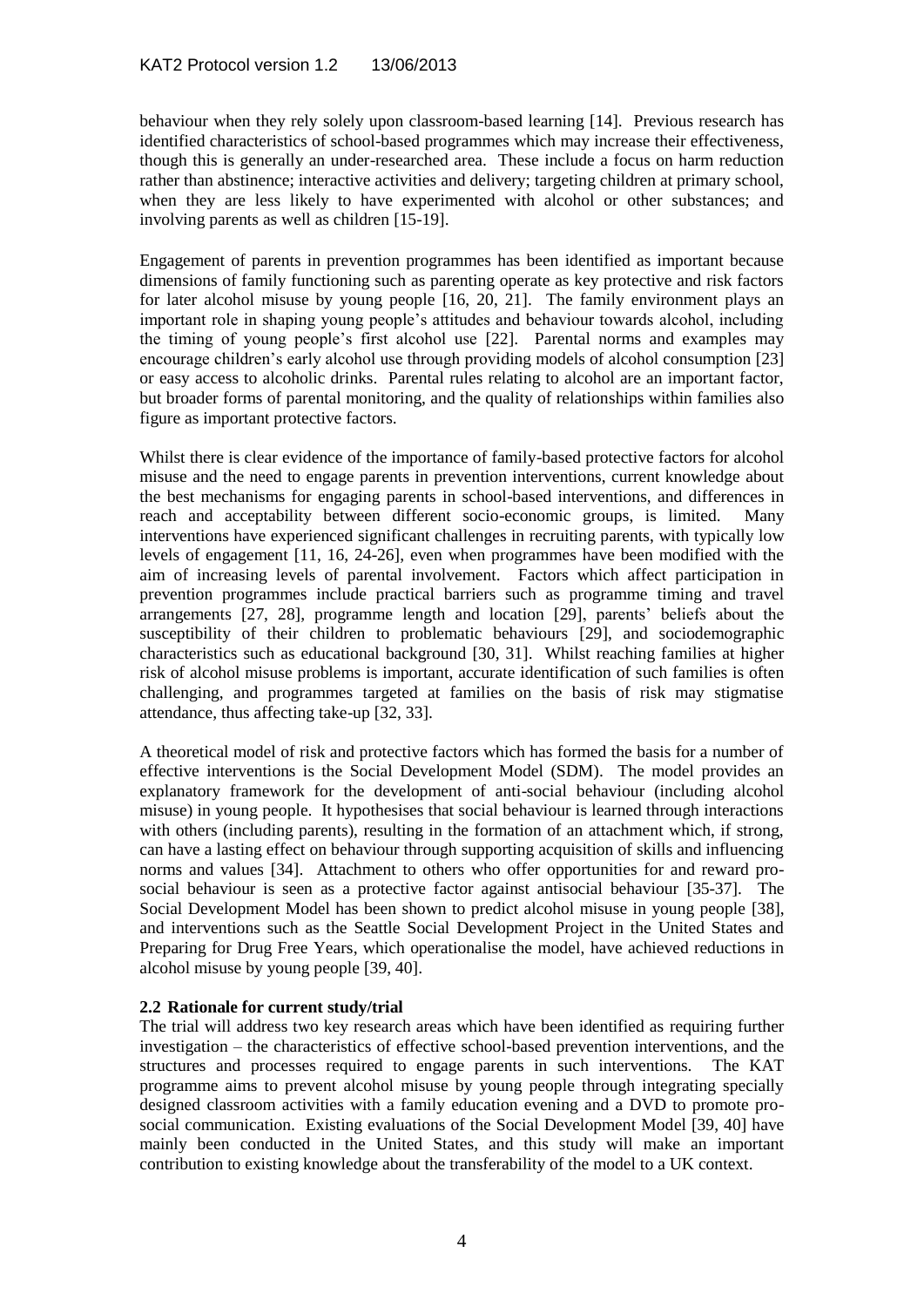behaviour when they rely solely upon classroom-based learning [14]. Previous research has identified characteristics of school-based programmes which may increase their effectiveness, though this is generally an under-researched area. These include a focus on harm reduction rather than abstinence; interactive activities and delivery; targeting children at primary school, when they are less likely to have experimented with alcohol or other substances; and involving parents as well as children [15-19].

Engagement of parents in prevention programmes has been identified as important because dimensions of family functioning such as parenting operate as key protective and risk factors for later alcohol misuse by young people [16, 20, 21]. The family environment plays an important role in shaping young people's attitudes and behaviour towards alcohol, including the timing of young people's first alcohol use [22]. Parental norms and examples may encourage children's early alcohol use through providing models of alcohol consumption [23] or easy access to alcoholic drinks. Parental rules relating to alcohol are an important factor, but broader forms of parental monitoring, and the quality of relationships within families also figure as important protective factors.

Whilst there is clear evidence of the importance of family-based protective factors for alcohol misuse and the need to engage parents in prevention interventions, current knowledge about the best mechanisms for engaging parents in school-based interventions, and differences in reach and acceptability between different socio-economic groups, is limited. Many interventions have experienced significant challenges in recruiting parents, with typically low levels of engagement [11, 16, 24-26], even when programmes have been modified with the aim of increasing levels of parental involvement. Factors which affect participation in prevention programmes include practical barriers such as programme timing and travel arrangements [27, 28], programme length and location [29], parents' beliefs about the susceptibility of their children to problematic behaviours [29], and sociodemographic characteristics such as educational background [30, 31]. Whilst reaching families at higher risk of alcohol misuse problems is important, accurate identification of such families is often challenging, and programmes targeted at families on the basis of risk may stigmatise attendance, thus affecting take-up [32, 33].

A theoretical model of risk and protective factors which has formed the basis for a number of effective interventions is the Social Development Model (SDM). The model provides an explanatory framework for the development of anti-social behaviour (including alcohol misuse) in young people. It hypothesises that social behaviour is learned through interactions with others (including parents), resulting in the formation of an attachment which, if strong, can have a lasting effect on behaviour through supporting acquisition of skills and influencing norms and values [34]. Attachment to others who offer opportunities for and reward pro-social behaviour is seen as a protective factor against antisocial behaviour [35-37]. The Social Development Model has been shown to predict alcohol misuse in young people [38], and interventions such as the Seattle Social Development Project in the United States and Preparing for Drug Free Years, which operationalise the model, have achieved reductions in alcohol misuse by young people [39, 40].

### 2.2 Rationale for current study/trial

The trial will address two key research areas which have been identified as requiring further investigation – the characteristics of effective school-based prevention interventions, and the structures and processes required to engage parents in such interventions. The KAT programme aims to prevent alcohol misuse by young people through integrating specially designed classroom activities with a family education evening and a DVD to promote pro-social communication. Existing evaluations of the Social Development Model [39, 40] have mainly been conducted in the United States, and this study will make an important contribution to existing knowledge about the transferability of the model to a UK context.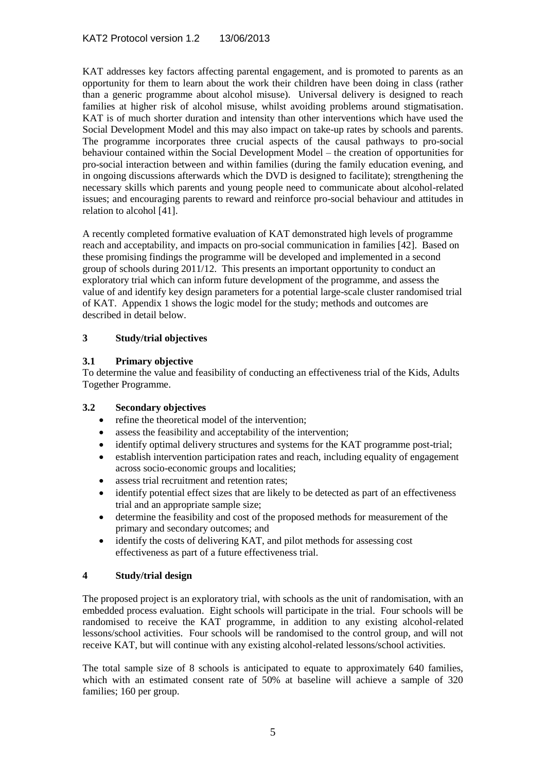KAT addresses key factors affecting parental engagement, and is promoted to parents as an opportunity for them to learn about the work their children have been doing in class (rather than a generic programme about alcohol misuse). Universal delivery is designed to reach families at higher risk of alcohol misuse, whilst avoiding problems around stigmatisation. KAT is of much shorter duration and intensity than other interventions which have used the Social Development Model and this may also impact on take-up rates by schools and parents. The programme incorporates three crucial aspects of the causal pathways to pro-social behaviour contained within the Social Development Model – the creation of opportunities for pro-social interaction between and within families (during the family education evening, and in ongoing discussions afterwards which the DVD is designed to facilitate); strengthening the necessary skills which parents and young people need to communicate about alcohol-related issues; and encouraging parents to reward and reinforce pro-social behaviour and attitudes in relation to alcohol [41].

A recently completed formative evaluation of KAT demonstrated high levels of programme reach and acceptability, and impacts on pro-social communication in families [42]. Based on these promising findings the programme will be developed and implemented in a second group of schools during 2011/12. This presents an important opportunity to conduct an exploratory trial which can inform future development of the programme, and assess the value of and identify key design parameters for a potential large-scale cluster randomised trial of KAT. Appendix 1 shows the logic model for the study; methods and outcomes are described in detail below.

## 3 Study/trial objectives

### 3.1 Primary objective

To determine the value and feasibility of conducting an effectiveness trial of the Kids, Adults Together Programme.

### 3.2 Secondary objectives

- refine the theoretical model of the intervention;
- assess the feasibility and acceptability of the intervention;
- identify optimal delivery structures and systems for the KAT programme post-trial;
- establish intervention participation rates and reach, including equality of engagement across socio-economic groups and localities;
- assess trial recruitment and retention rates;
- identify potential effect sizes that are likely to be detected as part of an effectiveness trial and an appropriate sample size;
- determine the feasibility and cost of the proposed methods for measurement of the primary and secondary outcomes; and
- identify the costs of delivering KAT, and pilot methods for assessing cost effectiveness as part of a future effectiveness trial.

## 4 Study/trial design

The proposed project is an exploratory trial, with schools as the unit of randomisation, with an embedded process evaluation. Eight schools will participate in the trial. Four schools will be randomised to receive the KAT programme, in addition to any existing alcohol-related lessons/school activities. Four schools will be randomised to the control group, and will not receive KAT, but will continue with any existing alcohol-related lessons/school activities.

The total sample size of 8 schools is anticipated to equate to approximately 640 families, which with an estimated consent rate of 50% at baseline will achieve a sample of 320 families; 160 per group.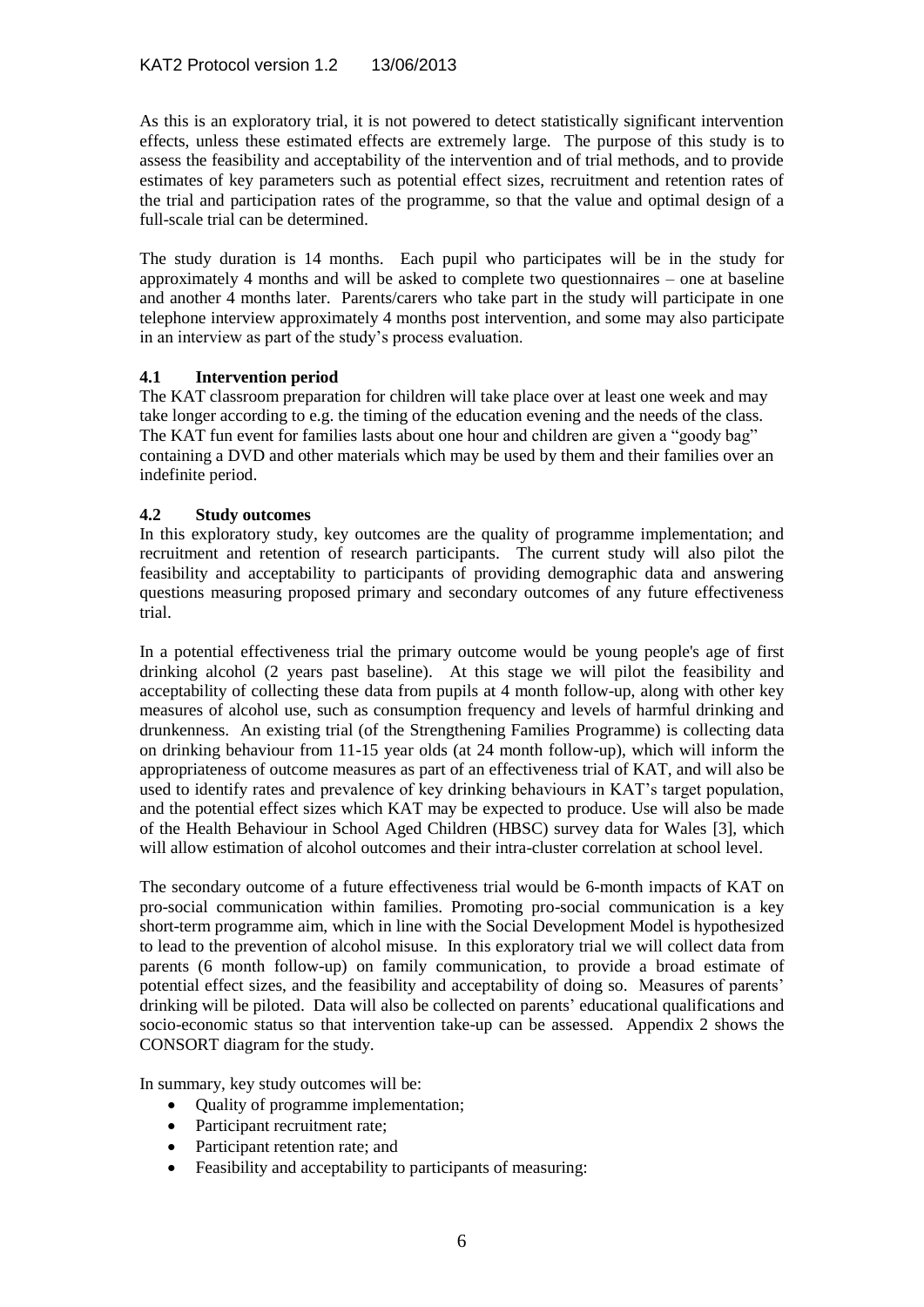As this is an exploratory trial, it is not powered to detect statistically significant intervention effects, unless these estimated effects are extremely large. The purpose of this study is to assess the feasibility and acceptability of the intervention and of trial methods, and to provide estimates of key parameters such as potential effect sizes, recruitment and retention rates of the trial and participation rates of the programme, so that the value and optimal design of a full-scale trial can be determined.

The study duration is 14 months. Each pupil who participates will be in the study for approximately 4 months and will be asked to complete two questionnaires – one at baseline and another 4 months later. Parents/carers who take part in the study will participate in one telephone interview approximately 4 months post intervention, and some may also participate in an interview as part of the study's process evaluation.

### 4.1 Intervention period

The KAT classroom preparation for children will take place over at least one week and may take longer according to e.g. the timing of the education evening and the needs of the class. The KAT fun event for families lasts about one hour and children are given a "goody bag" containing a DVD and other materials which may be used by them and their families over an indefinite period.

### 4.2 Study outcomes

In this exploratory study, key outcomes are the quality of programme implementation; and recruitment and retention of research participants. The current study will also pilot the feasibility and acceptability to participants of providing demographic data and answering questions measuring proposed primary and secondary outcomes of any future effectiveness trial.

In a potential effectiveness trial the primary outcome would be young people's age of first drinking alcohol (2 years past baseline). At this stage we will pilot the feasibility and acceptability of collecting these data from pupils at 4 month follow-up, along with other key measures of alcohol use, such as consumption frequency and levels of harmful drinking and drunkenness. An existing trial (of the Strengthening Families Programme) is collecting data on drinking behaviour from 11-15 year olds (at 24 month follow-up), which will inform the appropriateness of outcome measures as part of an effectiveness trial of KAT, and will also be used to identify rates and prevalence of key drinking behaviours in KAT's target population, and the potential effect sizes which KAT may be expected to produce. Use will also be made of the Health Behaviour in School Aged Children (HBSC) survey data for Wales [3], which will allow estimation of alcohol outcomes and their intra-cluster correlation at school level.

The secondary outcome of a future effectiveness trial would be 6-month impacts of KAT on pro-social communication within families. Promoting pro-social communication is a key short-term programme aim, which in line with the Social Development Model is hypothesized to lead to the prevention of alcohol misuse. In this exploratory trial we will collect data from parents (6 month follow-up) on family communication, to provide a broad estimate of potential effect sizes, and the feasibility and acceptability of doing so. Measures of parents' drinking will be piloted. Data will also be collected on parents' educational qualifications and socio-economic status so that intervention take-up can be assessed. Appendix 2 shows the CONSORT diagram for the study.

In summary, key study outcomes will be:

- Quality of programme implementation;
- Participant recruitment rate;
- Participant retention rate; and
- Feasibility and acceptability to participants of measuring: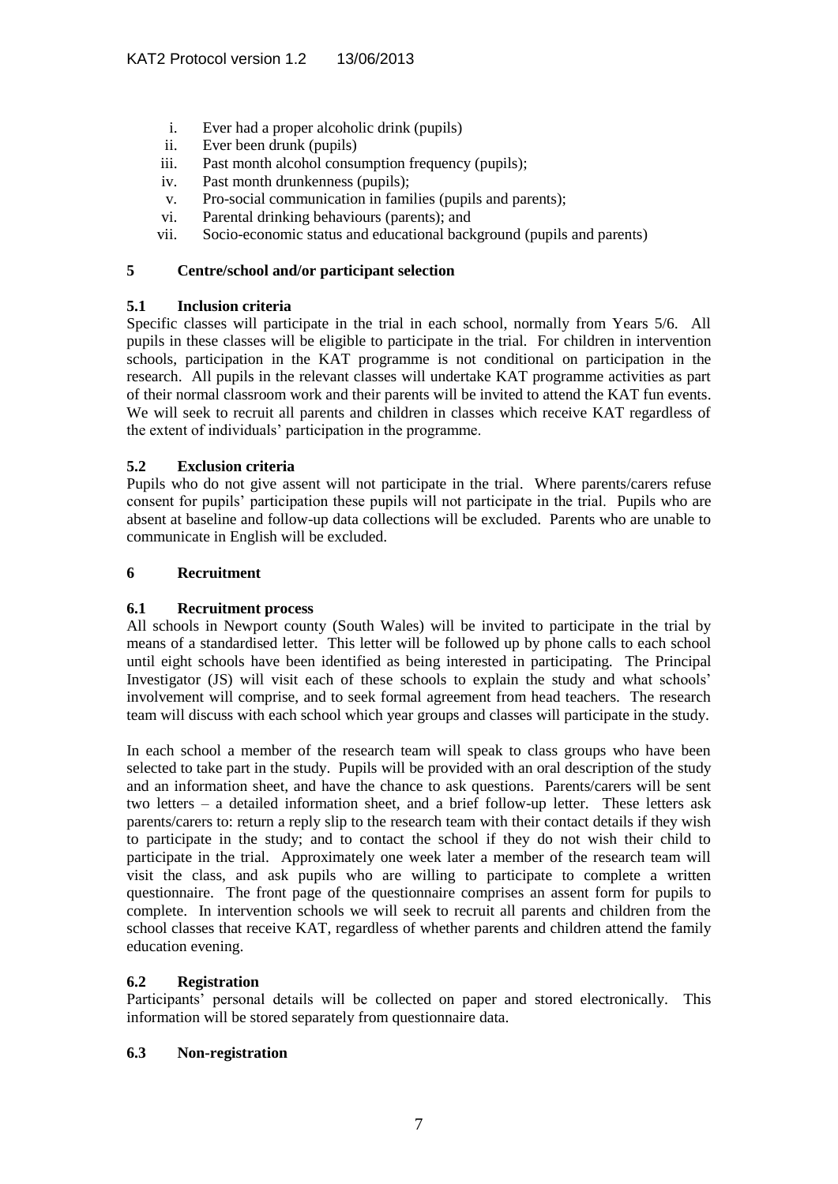i. Ever had a proper alcoholic drink (pupils)
ii. Ever been drunk (pupils)
iii. Past month alcohol consumption frequency (pupils);
iv. Past month drunkenness (pupils);
v. Pro-social communication in families (pupils and parents);
vi. Parental drinking behaviours (parents); and
vii. Socio-economic status and educational background (pupils and parents)

## 5 Centre/school and/or participant selection

### 5.1 Inclusion criteria

Specific classes will participate in the trial in each school, normally from Years 5/6. All pupils in these classes will be eligible to participate in the trial. For children in intervention schools, participation in the KAT programme is not conditional on participation in the research. All pupils in the relevant classes will undertake KAT programme activities as part of their normal classroom work and their parents will be invited to attend the KAT fun events. We will seek to recruit all parents and children in classes which receive KAT regardless of the extent of individuals' participation in the programme.

### 5.2 Exclusion criteria

Pupils who do not give assent will not participate in the trial. Where parents/carers refuse consent for pupils' participation these pupils will not participate in the trial. Pupils who are absent at baseline and follow-up data collections will be excluded. Parents who are unable to communicate in English will be excluded.

## 6 Recruitment

### 6.1 Recruitment process

All schools in Newport county (South Wales) will be invited to participate in the trial by means of a standardised letter. This letter will be followed up by phone calls to each school until eight schools have been identified as being interested in participating. The Principal Investigator (JS) will visit each of these schools to explain the study and what schools' involvement will comprise, and to seek formal agreement from head teachers. The research team will discuss with each school which year groups and classes will participate in the study.

In each school a member of the research team will speak to class groups who have been selected to take part in the study. Pupils will be provided with an oral description of the study and an information sheet, and have the chance to ask questions. Parents/carers will be sent two letters – a detailed information sheet, and a brief follow-up letter. These letters ask parents/carers to: return a reply slip to the research team with their contact details if they wish to participate in the study; and to contact the school if they do not wish their child to participate in the trial. Approximately one week later a member of the research team will visit the class, and ask pupils who are willing to participate to complete a written questionnaire. The front page of the questionnaire comprises an assent form for pupils to complete. In intervention schools we will seek to recruit all parents and children from the school classes that receive KAT, regardless of whether parents and children attend the family education evening.

### 6.2 Registration

Participants' personal details will be collected on paper and stored electronically. This information will be stored separately from questionnaire data.

### 6.3 Non-registration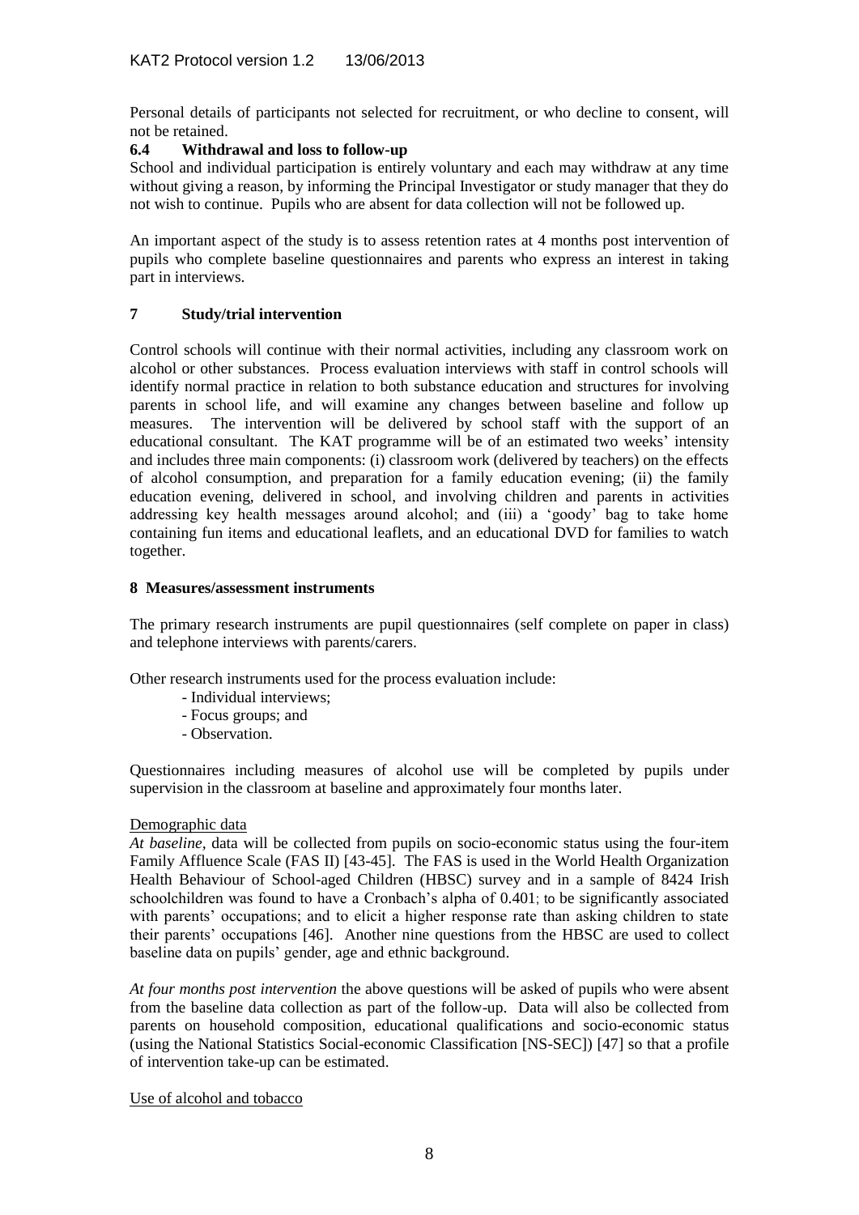Personal details of participants not selected for recruitment, or who decline to consent, will not be retained.

### 6.4 Withdrawal and loss to follow-up

School and individual participation is entirely voluntary and each may withdraw at any time without giving a reason, by informing the Principal Investigator or study manager that they do not wish to continue. Pupils who are absent for data collection will not be followed up.

An important aspect of the study is to assess retention rates at 4 months post intervention of pupils who complete baseline questionnaires and parents who express an interest in taking part in interviews.

## 7 Study/trial intervention

Control schools will continue with their normal activities, including any classroom work on alcohol or other substances. Process evaluation interviews with staff in control schools will identify normal practice in relation to both substance education and structures for involving parents in school life, and will examine any changes between baseline and follow up measures. The intervention will be delivered by school staff with the support of an educational consultant. The KAT programme will be of an estimated two weeks' intensity and includes three main components: (i) classroom work (delivered by teachers) on the effects of alcohol consumption, and preparation for a family education evening; (ii) the family education evening, delivered in school, and involving children and parents in activities addressing key health messages around alcohol; and (iii) a 'goody' bag to take home containing fun items and educational leaflets, and an educational DVD for families to watch together.

## 8 Measures/assessment instruments

The primary research instruments are pupil questionnaires (self complete on paper in class) and telephone interviews with parents/carers.

Other research instruments used for the process evaluation include:

- Individual interviews;
- Focus groups; and
- Observation.

Questionnaires including measures of alcohol use will be completed by pupils under supervision in the classroom at baseline and approximately four months later.

Demographic data

*At baseline*, data will be collected from pupils on socio-economic status using the four-item Family Affluence Scale (FAS II) [43-45]. The FAS is used in the World Health Organization Health Behaviour of School-aged Children (HBSC) survey and in a sample of 8424 Irish schoolchildren was found to have a Cronbach's alpha of 0.401; to be significantly associated with parents' occupations; and to elicit a higher response rate than asking children to state their parents' occupations [46]. Another nine questions from the HBSC are used to collect baseline data on pupils' gender, age and ethnic background.

*At four months post intervention* the above questions will be asked of pupils who were absent from the baseline data collection as part of the follow-up. Data will also be collected from parents on household composition, educational qualifications and socio-economic status (using the National Statistics Social-economic Classification [NS-SEC]) [47] so that a profile of intervention take-up can be estimated.

Use of alcohol and tobacco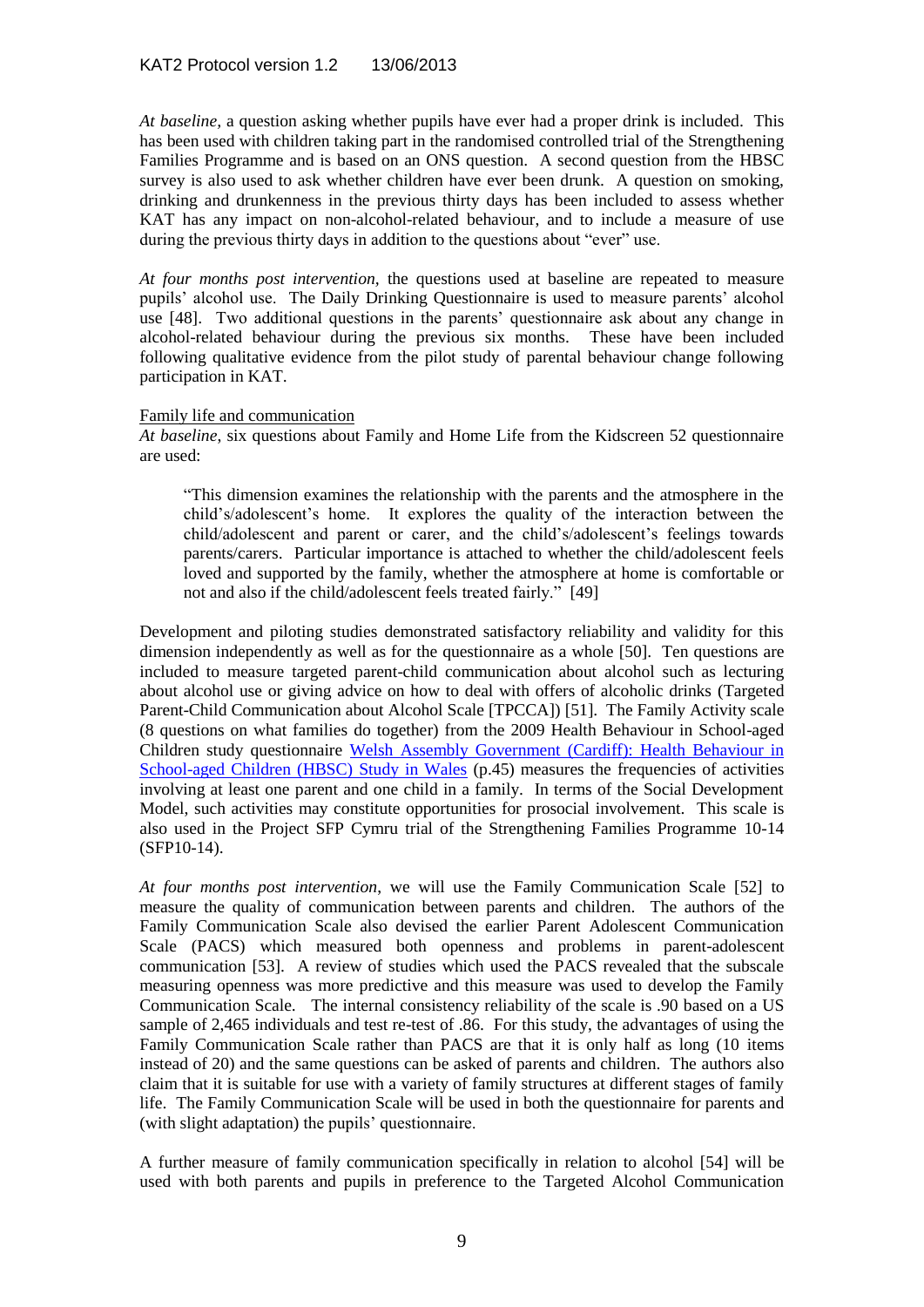*At baseline*, a question asking whether pupils have ever had a proper drink is included. This has been used with children taking part in the randomised controlled trial of the Strengthening Families Programme and is based on an ONS question. A second question from the HBSC survey is also used to ask whether children have ever been drunk. A question on smoking, drinking and drunkenness in the previous thirty days has been included to assess whether KAT has any impact on non-alcohol-related behaviour, and to include a measure of use during the previous thirty days in addition to the questions about "ever" use.

*At four months post intervention*, the questions used at baseline are repeated to measure pupils' alcohol use. The Daily Drinking Questionnaire is used to measure parents' alcohol use [48]. Two additional questions in the parents' questionnaire ask about any change in alcohol-related behaviour during the previous six months. These have been included following qualitative evidence from the pilot study of parental behaviour change following participation in KAT.

Family life and communication

*At baseline*, six questions about Family and Home Life from the Kidscreen 52 questionnaire are used:

> "This dimension examines the relationship with the parents and the atmosphere in the child's/adolescent's home. It explores the quality of the interaction between the child/adolescent and parent or carer, and the child's/adolescent's feelings towards parents/carers. Particular importance is attached to whether the child/adolescent feels loved and supported by the family, whether the atmosphere at home is comfortable or not and also if the child/adolescent feels treated fairly." [49]

Development and piloting studies demonstrated satisfactory reliability and validity for this dimension independently as well as for the questionnaire as a whole [50]. Ten questions are included to measure targeted parent-child communication about alcohol such as lecturing about alcohol use or giving advice on how to deal with offers of alcoholic drinks (Targeted Parent-Child Communication about Alcohol Scale [TPCCA]) [51]. The Family Activity scale (8 questions on what families do together) from the 2009 Health Behaviour in School-aged Children study questionnaire Welsh Assembly Government (Cardiff): Health Behaviour in School-aged Children (HBSC) Study in Wales (p.45) measures the frequencies of activities involving at least one parent and one child in a family. In terms of the Social Development Model, such activities may constitute opportunities for prosocial involvement. This scale is also used in the Project SFP Cymru trial of the Strengthening Families Programme 10-14 (SFP10-14).

*At four months post intervention*, we will use the Family Communication Scale [52] to measure the quality of communication between parents and children. The authors of the Family Communication Scale also devised the earlier Parent Adolescent Communication Scale (PACS) which measured both openness and problems in parent-adolescent communication [53]. A review of studies which used the PACS revealed that the subscale measuring openness was more predictive and this measure was used to develop the Family Communication Scale. The internal consistency reliability of the scale is .90 based on a US sample of 2,465 individuals and test re-test of .86. For this study, the advantages of using the Family Communication Scale rather than PACS are that it is only half as long (10 items instead of 20) and the same questions can be asked of parents and children. The authors also claim that it is suitable for use with a variety of family structures at different stages of family life. The Family Communication Scale will be used in both the questionnaire for parents and (with slight adaptation) the pupils' questionnaire.

A further measure of family communication specifically in relation to alcohol [54] will be used with both parents and pupils in preference to the Targeted Alcohol Communication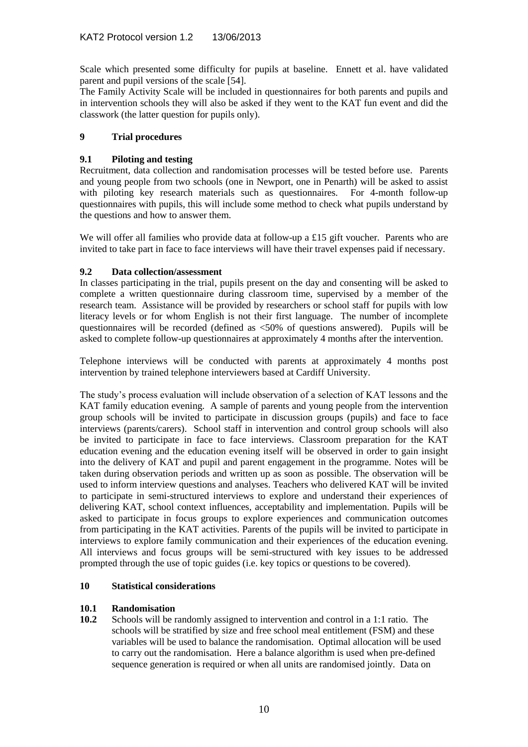Scale which presented some difficulty for pupils at baseline. Ennett et al. have validated parent and pupil versions of the scale [54].

The Family Activity Scale will be included in questionnaires for both parents and pupils and in intervention schools they will also be asked if they went to the KAT fun event and did the classwork (the latter question for pupils only).

## 9 Trial procedures

### 9.1 Piloting and testing

Recruitment, data collection and randomisation processes will be tested before use. Parents and young people from two schools (one in Newport, one in Penarth) will be asked to assist with piloting key research materials such as questionnaires. For 4-month follow-up questionnaires with pupils, this will include some method to check what pupils understand by the questions and how to answer them.

We will offer all families who provide data at follow-up a £15 gift voucher. Parents who are invited to take part in face to face interviews will have their travel expenses paid if necessary.

### 9.2 Data collection/assessment

In classes participating in the trial, pupils present on the day and consenting will be asked to complete a written questionnaire during classroom time, supervised by a member of the research team. Assistance will be provided by researchers or school staff for pupils with low literacy levels or for whom English is not their first language. The number of incomplete questionnaires will be recorded (defined as <50% of questions answered). Pupils will be asked to complete follow-up questionnaires at approximately 4 months after the intervention.

Telephone interviews will be conducted with parents at approximately 4 months post intervention by trained telephone interviewers based at Cardiff University.

The study's process evaluation will include observation of a selection of KAT lessons and the KAT family education evening. A sample of parents and young people from the intervention group schools will be invited to participate in discussion groups (pupils) and face to face interviews (parents/carers). School staff in intervention and control group schools will also be invited to participate in face to face interviews. Classroom preparation for the KAT education evening and the education evening itself will be observed in order to gain insight into the delivery of KAT and pupil and parent engagement in the programme. Notes will be taken during observation periods and written up as soon as possible. The observation will be used to inform interview questions and analyses. Teachers who delivered KAT will be invited to participate in semi-structured interviews to explore and understand their experiences of delivering KAT, school context influences, acceptability and implementation. Pupils will be asked to participate in focus groups to explore experiences and communication outcomes from participating in the KAT activities. Parents of the pupils will be invited to participate in interviews to explore family communication and their experiences of the education evening. All interviews and focus groups will be semi-structured with key issues to be addressed prompted through the use of topic guides (i.e. key topics or questions to be covered).

## 10 Statistical considerations

### 10.1 Randomisation

**10.2** Schools will be randomly assigned to intervention and control in a 1:1 ratio. The schools will be stratified by size and free school meal entitlement (FSM) and these variables will be used to balance the randomisation. Optimal allocation will be used to carry out the randomisation. Here a balance algorithm is used when pre-defined sequence generation is required or when all units are randomised jointly. Data on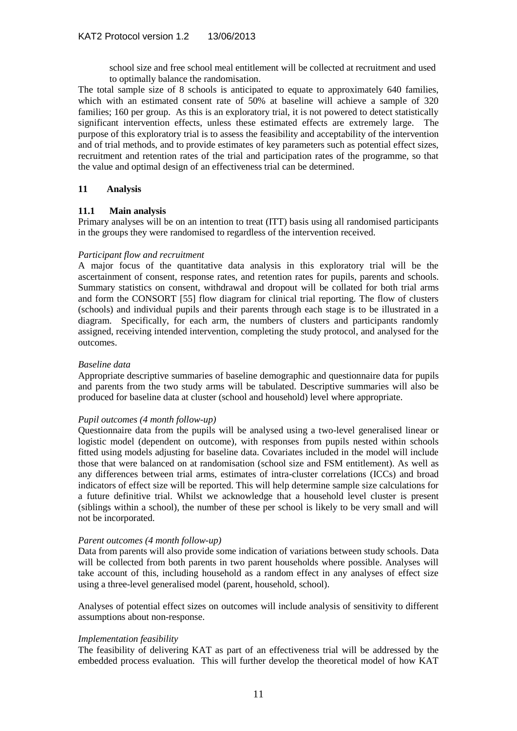school size and free school meal entitlement will be collected at recruitment and used to optimally balance the randomisation.

The total sample size of 8 schools is anticipated to equate to approximately 640 families, which with an estimated consent rate of 50% at baseline will achieve a sample of 320 families; 160 per group. As this is an exploratory trial, it is not powered to detect statistically significant intervention effects, unless these estimated effects are extremely large. The purpose of this exploratory trial is to assess the feasibility and acceptability of the intervention and of trial methods, and to provide estimates of key parameters such as potential effect sizes, recruitment and retention rates of the trial and participation rates of the programme, so that the value and optimal design of an effectiveness trial can be determined.

## 11 Analysis

### 11.1 Main analysis

Primary analyses will be on an intention to treat (ITT) basis using all randomised participants in the groups they were randomised to regardless of the intervention received.

*Participant flow and recruitment*

A major focus of the quantitative data analysis in this exploratory trial will be the ascertainment of consent, response rates, and retention rates for pupils, parents and schools. Summary statistics on consent, withdrawal and dropout will be collated for both trial arms and form the CONSORT [55] flow diagram for clinical trial reporting. The flow of clusters (schools) and individual pupils and their parents through each stage is to be illustrated in a diagram. Specifically, for each arm, the numbers of clusters and participants randomly assigned, receiving intended intervention, completing the study protocol, and analysed for the outcomes.

*Baseline data*

Appropriate descriptive summaries of baseline demographic and questionnaire data for pupils and parents from the two study arms will be tabulated. Descriptive summaries will also be produced for baseline data at cluster (school and household) level where appropriate.

*Pupil outcomes (4 month follow-up)*

Questionnaire data from the pupils will be analysed using a two-level generalised linear or logistic model (dependent on outcome), with responses from pupils nested within schools fitted using models adjusting for baseline data. Covariates included in the model will include those that were balanced on at randomisation (school size and FSM entitlement). As well as any differences between trial arms, estimates of intra-cluster correlations (ICCs) and broad indicators of effect size will be reported. This will help determine sample size calculations for a future definitive trial. Whilst we acknowledge that a household level cluster is present (siblings within a school), the number of these per school is likely to be very small and will not be incorporated.

*Parent outcomes (4 month follow-up)*

Data from parents will also provide some indication of variations between study schools. Data will be collected from both parents in two parent households where possible. Analyses will take account of this, including household as a random effect in any analyses of effect size using a three-level generalised model (parent, household, school).

Analyses of potential effect sizes on outcomes will include analysis of sensitivity to different assumptions about non-response.

*Implementation feasibility*

The feasibility of delivering KAT as part of an effectiveness trial will be addressed by the embedded process evaluation. This will further develop the theoretical model of how KAT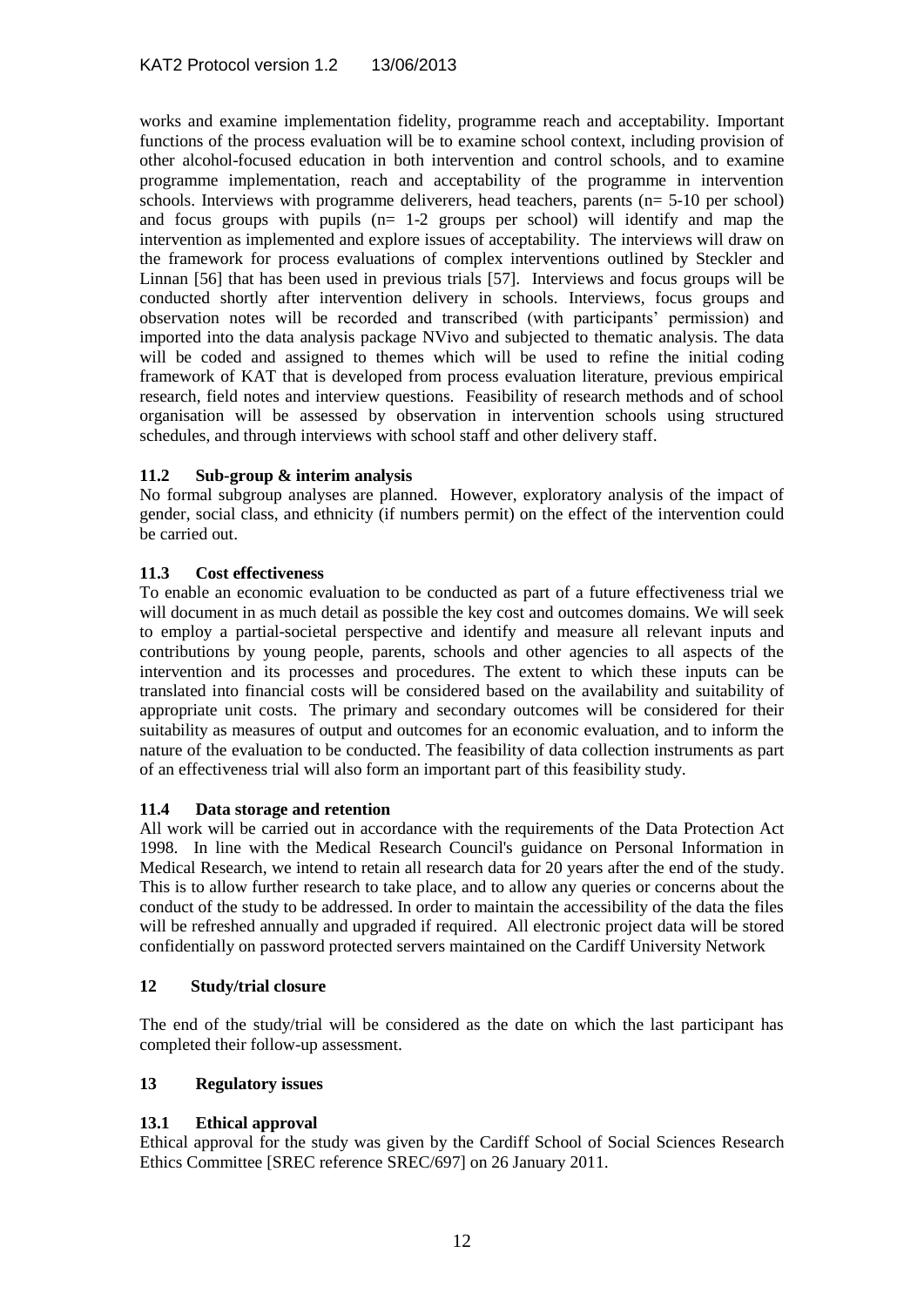works and examine implementation fidelity, programme reach and acceptability. Important functions of the process evaluation will be to examine school context, including provision of other alcohol-focused education in both intervention and control schools, and to examine programme implementation, reach and acceptability of the programme in intervention schools. Interviews with programme deliverers, head teachers, parents (n= 5-10 per school) and focus groups with pupils (n= 1-2 groups per school) will identify and map the intervention as implemented and explore issues of acceptability. The interviews will draw on the framework for process evaluations of complex interventions outlined by Steckler and Linnan [56] that has been used in previous trials [57]. Interviews and focus groups will be conducted shortly after intervention delivery in schools. Interviews, focus groups and observation notes will be recorded and transcribed (with participants' permission) and imported into the data analysis package NVivo and subjected to thematic analysis. The data will be coded and assigned to themes which will be used to refine the initial coding framework of KAT that is developed from process evaluation literature, previous empirical research, field notes and interview questions. Feasibility of research methods and of school organisation will be assessed by observation in intervention schools using structured schedules, and through interviews with school staff and other delivery staff.

### 11.2 Sub-group & interim analysis

No formal subgroup analyses are planned. However, exploratory analysis of the impact of gender, social class, and ethnicity (if numbers permit) on the effect of the intervention could be carried out.

### 11.3 Cost effectiveness

To enable an economic evaluation to be conducted as part of a future effectiveness trial we will document in as much detail as possible the key cost and outcomes domains. We will seek to employ a partial-societal perspective and identify and measure all relevant inputs and contributions by young people, parents, schools and other agencies to all aspects of the intervention and its processes and procedures. The extent to which these inputs can be translated into financial costs will be considered based on the availability and suitability of appropriate unit costs. The primary and secondary outcomes will be considered for their suitability as measures of output and outcomes for an economic evaluation, and to inform the nature of the evaluation to be conducted. The feasibility of data collection instruments as part of an effectiveness trial will also form an important part of this feasibility study.

### 11.4 Data storage and retention

All work will be carried out in accordance with the requirements of the Data Protection Act 1998. In line with the Medical Research Council's guidance on Personal Information in Medical Research, we intend to retain all research data for 20 years after the end of the study. This is to allow further research to take place, and to allow any queries or concerns about the conduct of the study to be addressed. In order to maintain the accessibility of the data the files will be refreshed annually and upgraded if required. All electronic project data will be stored confidentially on password protected servers maintained on the Cardiff University Network

## 12 Study/trial closure

The end of the study/trial will be considered as the date on which the last participant has completed their follow-up assessment.

## 13 Regulatory issues

### 13.1 Ethical approval

Ethical approval for the study was given by the Cardiff School of Social Sciences Research Ethics Committee [SREC reference SREC/697] on 26 January 2011.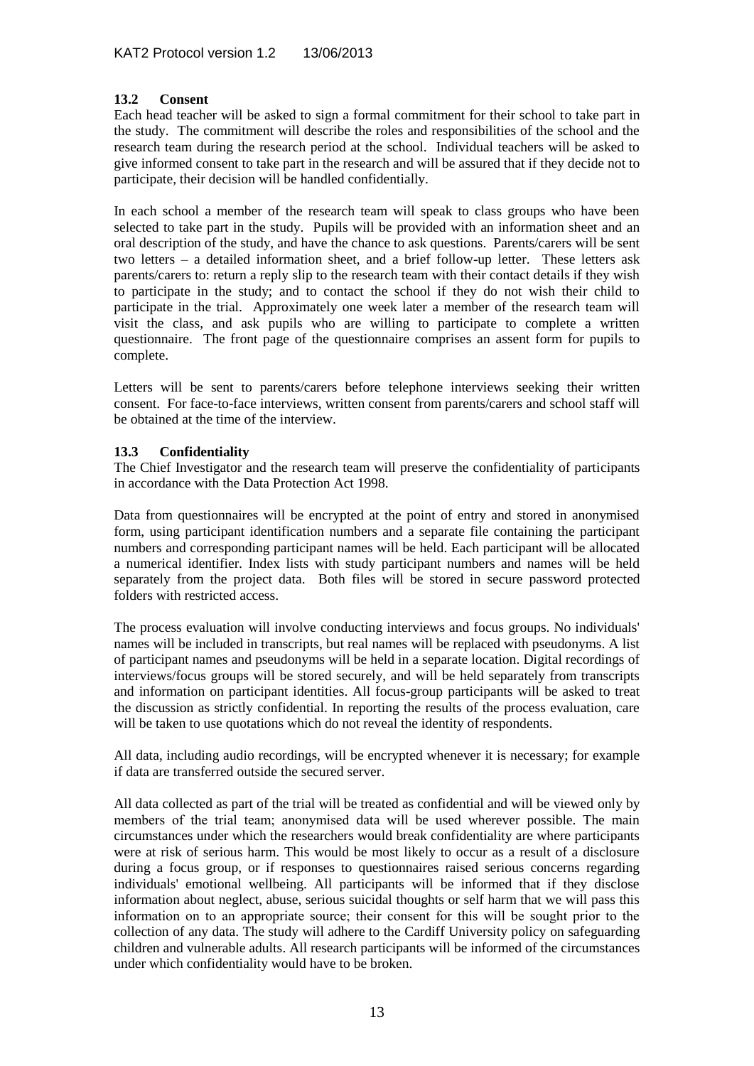### 13.2 Consent

Each head teacher will be asked to sign a formal commitment for their school to take part in the study. The commitment will describe the roles and responsibilities of the school and the research team during the research period at the school. Individual teachers will be asked to give informed consent to take part in the research and will be assured that if they decide not to participate, their decision will be handled confidentially.

In each school a member of the research team will speak to class groups who have been selected to take part in the study. Pupils will be provided with an information sheet and an oral description of the study, and have the chance to ask questions. Parents/carers will be sent two letters – a detailed information sheet, and a brief follow-up letter. These letters ask parents/carers to: return a reply slip to the research team with their contact details if they wish to participate in the study; and to contact the school if they do not wish their child to participate in the trial. Approximately one week later a member of the research team will visit the class, and ask pupils who are willing to participate to complete a written questionnaire. The front page of the questionnaire comprises an assent form for pupils to complete.

Letters will be sent to parents/carers before telephone interviews seeking their written consent. For face-to-face interviews, written consent from parents/carers and school staff will be obtained at the time of the interview.

### 13.3 Confidentiality

The Chief Investigator and the research team will preserve the confidentiality of participants in accordance with the Data Protection Act 1998.

Data from questionnaires will be encrypted at the point of entry and stored in anonymised form, using participant identification numbers and a separate file containing the participant numbers and corresponding participant names will be held. Each participant will be allocated a numerical identifier. Index lists with study participant numbers and names will be held separately from the project data. Both files will be stored in secure password protected folders with restricted access.

The process evaluation will involve conducting interviews and focus groups. No individuals' names will be included in transcripts, but real names will be replaced with pseudonyms. A list of participant names and pseudonyms will be held in a separate location. Digital recordings of interviews/focus groups will be stored securely, and will be held separately from transcripts and information on participant identities. All focus-group participants will be asked to treat the discussion as strictly confidential. In reporting the results of the process evaluation, care will be taken to use quotations which do not reveal the identity of respondents.

All data, including audio recordings, will be encrypted whenever it is necessary; for example if data are transferred outside the secured server.

All data collected as part of the trial will be treated as confidential and will be viewed only by members of the trial team; anonymised data will be used wherever possible. The main circumstances under which the researchers would break confidentiality are where participants were at risk of serious harm. This would be most likely to occur as a result of a disclosure during a focus group, or if responses to questionnaires raised serious concerns regarding individuals' emotional wellbeing. All participants will be informed that if they disclose information about neglect, abuse, serious suicidal thoughts or self harm that we will pass this information on to an appropriate source; their consent for this will be sought prior to the collection of any data. The study will adhere to the Cardiff University policy on safeguarding children and vulnerable adults. All research participants will be informed of the circumstances under which confidentiality would have to be broken.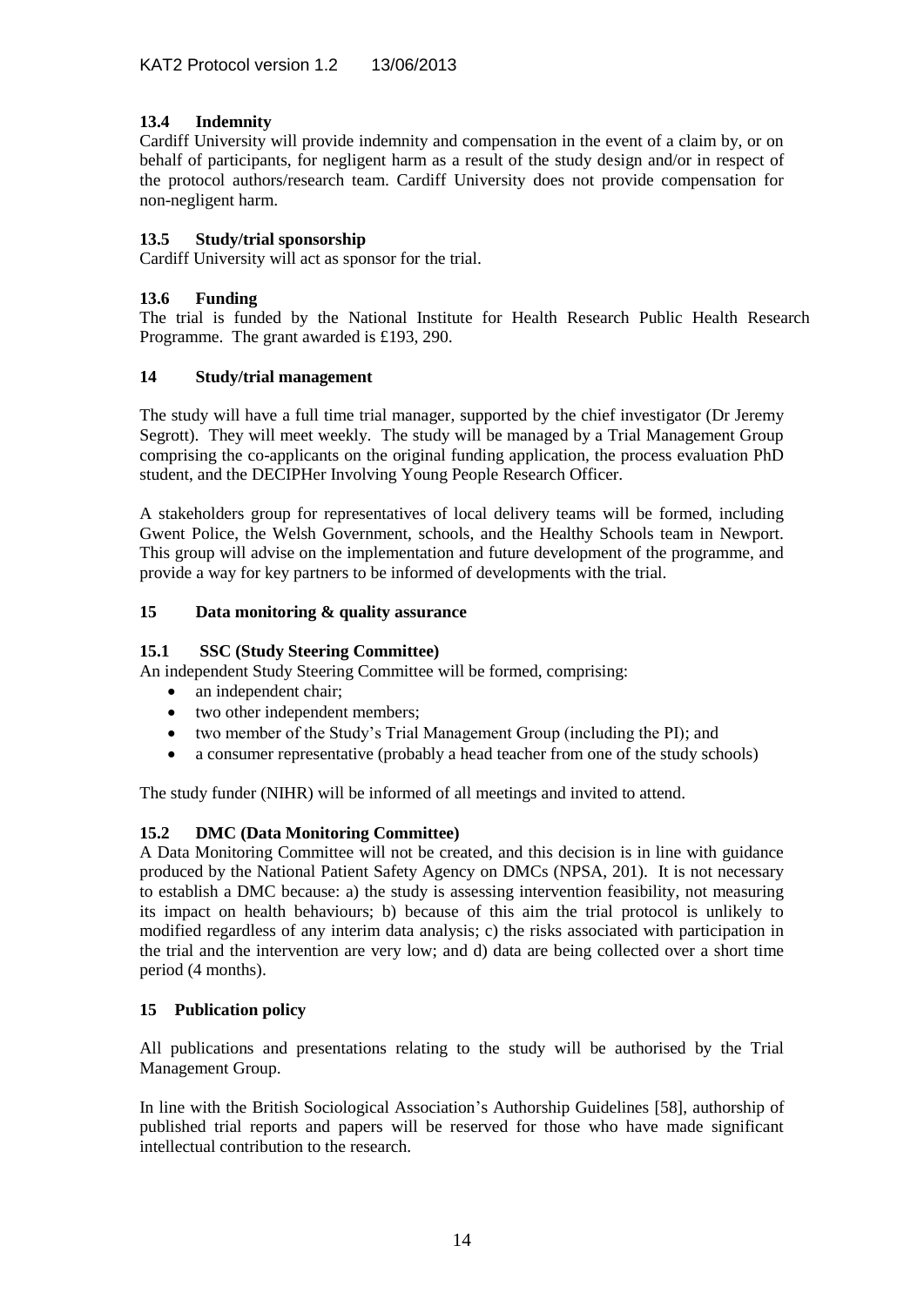### 13.4 Indemnity

Cardiff University will provide indemnity and compensation in the event of a claim by, or on behalf of participants, for negligent harm as a result of the study design and/or in respect of the protocol authors/research team. Cardiff University does not provide compensation for non-negligent harm.

### 13.5 Study/trial sponsorship

Cardiff University will act as sponsor for the trial.

### 13.6 Funding

The trial is funded by the National Institute for Health Research Public Health Research Programme. The grant awarded is £193, 290.

## 14 Study/trial management

The study will have a full time trial manager, supported by the chief investigator (Dr Jeremy Segrott). They will meet weekly. The study will be managed by a Trial Management Group comprising the co-applicants on the original funding application, the process evaluation PhD student, and the DECIPHer Involving Young People Research Officer.

A stakeholders group for representatives of local delivery teams will be formed, including Gwent Police, the Welsh Government, schools, and the Healthy Schools team in Newport. This group will advise on the implementation and future development of the programme, and provide a way for key partners to be informed of developments with the trial.

## 15 Data monitoring & quality assurance

### 15.1 SSC (Study Steering Committee)

An independent Study Steering Committee will be formed, comprising:

- an independent chair;
- two other independent members;
- two member of the Study's Trial Management Group (including the PI); and
- a consumer representative (probably a head teacher from one of the study schools)

The study funder (NIHR) will be informed of all meetings and invited to attend.

### 15.2 DMC (Data Monitoring Committee)

A Data Monitoring Committee will not be created, and this decision is in line with guidance produced by the National Patient Safety Agency on DMCs (NPSA, 201). It is not necessary to establish a DMC because: a) the study is assessing intervention feasibility, not measuring its impact on health behaviours; b) because of this aim the trial protocol is unlikely to modified regardless of any interim data analysis; c) the risks associated with participation in the trial and the intervention are very low; and d) data are being collected over a short time period (4 months).

## 15 Publication policy

All publications and presentations relating to the study will be authorised by the Trial Management Group.

In line with the British Sociological Association's Authorship Guidelines [58], authorship of published trial reports and papers will be reserved for those who have made significant intellectual contribution to the research.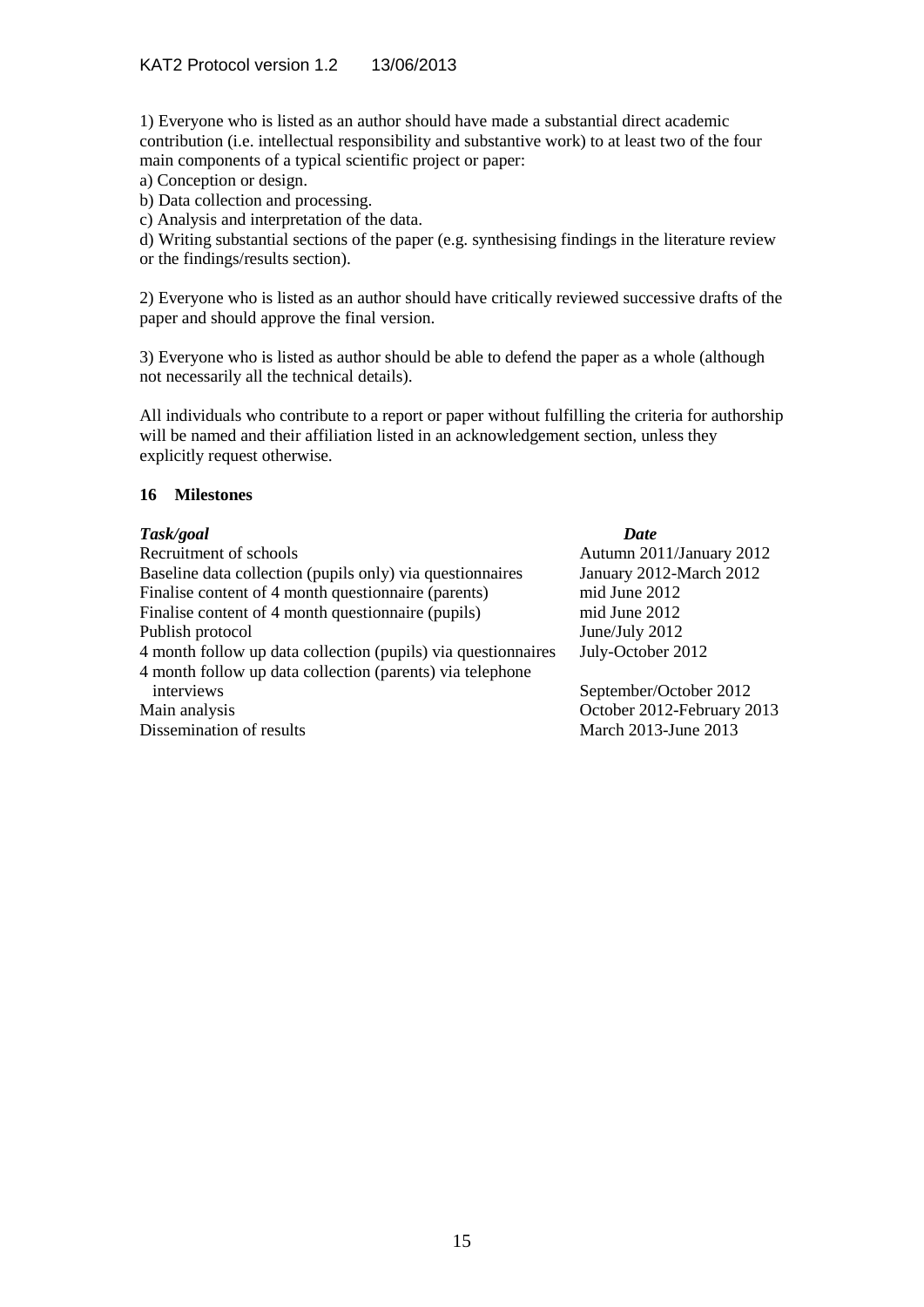1) Everyone who is listed as an author should have made a substantial direct academic contribution (i.e. intellectual responsibility and substantive work) to at least two of the four main components of a typical scientific project or paper:

a) Conception or design.

b) Data collection and processing.

c) Analysis and interpretation of the data.

d) Writing substantial sections of the paper (e.g. synthesising findings in the literature review or the findings/results section).

2) Everyone who is listed as an author should have critically reviewed successive drafts of the paper and should approve the final version.

3) Everyone who is listed as author should be able to defend the paper as a whole (although not necessarily all the technical details).

All individuals who contribute to a report or paper without fulfilling the criteria for authorship will be named and their affiliation listed in an acknowledgement section, unless they explicitly request otherwise.

## 16 Milestones

| ***Task/goal*** | ***Date*** |
|---|---|
| Recruitment of schools | Autumn 2011/January 2012 |
| Baseline data collection (pupils only) via questionnaires | January 2012-March 2012 |
| Finalise content of 4 month questionnaire (parents) | mid June 2012 |
| Finalise content of 4 month questionnaire (pupils) | mid June 2012 |
| Publish protocol | June/July 2012 |
| 4 month follow up data collection (pupils) via questionnaires | July-October 2012 |
| 4 month follow up data collection (parents) via telephone interviews | September/October 2012 |
| Main analysis | October 2012-February 2013 |
| Dissemination of results | March 2013-June 2013 |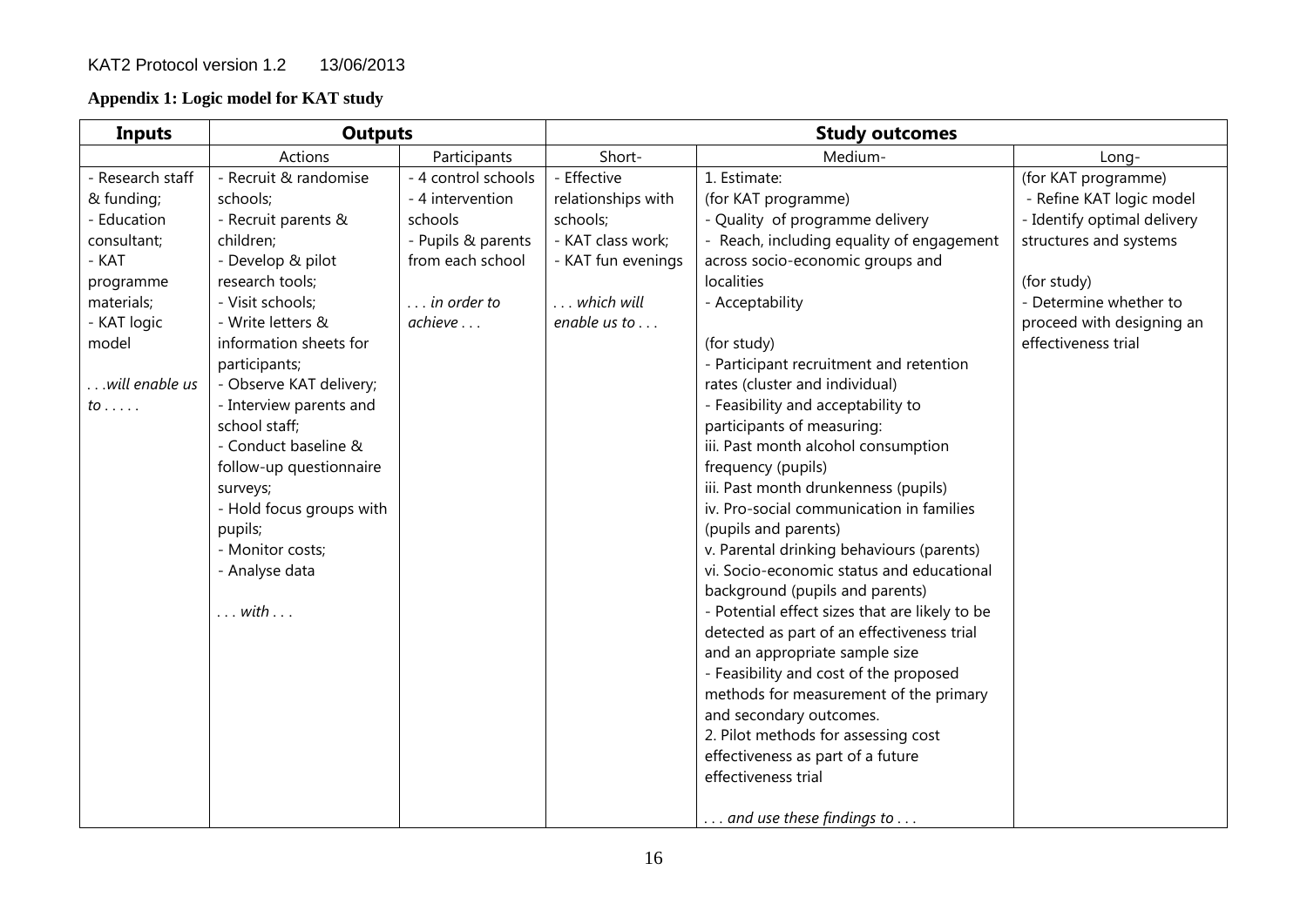## Appendix 1: Logic model for KAT study

| Inputs | Outputs | | Study outcomes | | |
|---|---|---|---|---|---|
| | Actions | Participants | Short- | Medium- | Long- |
| - Research staff & funding;<br>- Education consultant;<br>- KAT programme materials;<br>- KAT logic model<br><br>*. . .will enable us to . . . . .* | - Recruit & randomise schools;<br>- Recruit parents & children;<br>- Develop & pilot research tools;<br>- Visit schools;<br>- Write letters & information sheets for participants;<br>- Observe KAT delivery;<br>- Interview parents and school staff;<br>- Conduct baseline & follow-up questionnaire surveys;<br>- Hold focus groups with pupils;<br>- Monitor costs;<br>- Analyse data<br><br>*. . . with . . .* | - 4 control schools<br>- 4 intervention schools<br>- Pupils & parents from each school<br><br>*. . . in order to achieve . . .* | - Effective relationships with schools;<br>- KAT class work;<br>- KAT fun evenings<br><br>*. . . which will enable us to . . .* | 1. Estimate:<br>(for KAT programme)<br>- Quality of programme delivery<br>- Reach, including equality of engagement across socio-economic groups and localities<br>- Acceptability<br><br>(for study)<br>- Participant recruitment and retention rates (cluster and individual)<br>- Feasibility and acceptability to participants of measuring:<br>iii. Past month alcohol consumption frequency (pupils)<br>iii. Past month drunkenness (pupils)<br>iv. Pro-social communication in families (pupils and parents)<br>v. Parental drinking behaviours (parents)<br>vi. Socio-economic status and educational background (pupils and parents)<br>- Potential effect sizes that are likely to be detected as part of an effectiveness trial and an appropriate sample size<br>- Feasibility and cost of the proposed methods for measurement of the primary and secondary outcomes.<br>2. Pilot methods for assessing cost effectiveness as part of a future effectiveness trial<br><br>*. . . and use these findings to . . .* | (for KAT programme)<br>- Refine KAT logic model<br>- Identify optimal delivery structures and systems<br><br>(for study)<br>- Determine whether to proceed with designing an effectiveness trial |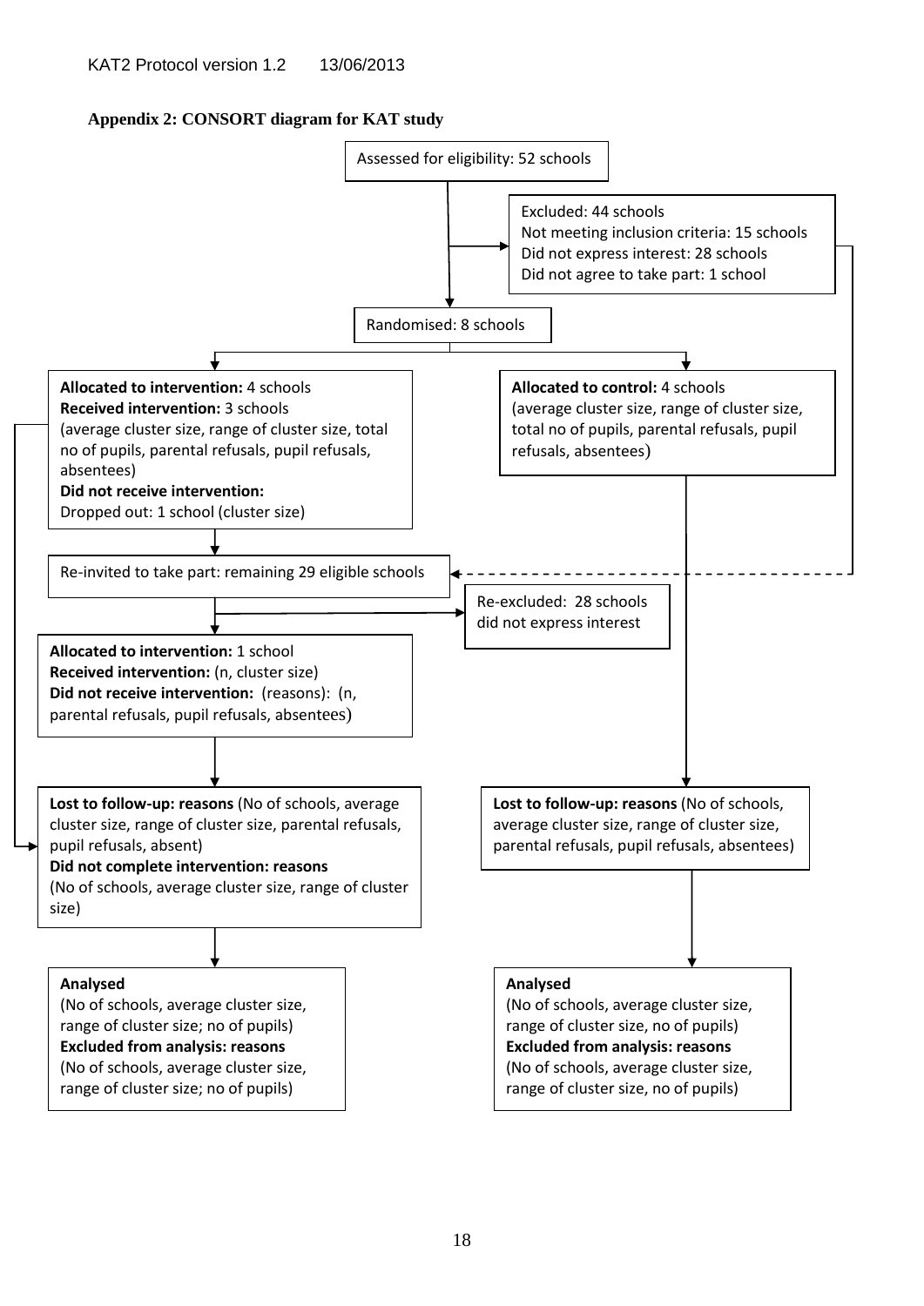**Appendix 2: CONSORT diagram for KAT study**

Assessed for eligibility: 52 schools

Excluded: 44 schools
Not meeting inclusion criteria: 15 schools
Did not express interest: 28 schools
Did not agree to take part: 1 school

Randomised: 8 schools

**Allocated to intervention:** 4 schools
**Received intervention:** 3 schools
(average cluster size, range of cluster size, total no of pupils, parental refusals, pupil refusals, absentees)
**Did not receive intervention:**
Dropped out: 1 school (cluster size)

**Allocated to control:** 4 schools
(average cluster size, range of cluster size, total no of pupils, parental refusals, pupil refusals, absentees)

Re-invited to take part: remaining 29 eligible schools

Re-excluded: 28 schools did not express interest

**Allocated to intervention:** 1 school
**Received intervention:** (n, cluster size)
**Did not receive intervention:** (reasons): (n, parental refusals, pupil refusals, absentees)

**Lost to follow-up: reasons** (No of schools, average cluster size, range of cluster size, parental refusals, pupil refusals, absent)
**Did not complete intervention: reasons**
(No of schools, average cluster size, range of cluster size)

**Lost to follow-up: reasons** (No of schools, average cluster size, range of cluster size, parental refusals, pupil refusals, absentees)

**Analysed**
(No of schools, average cluster size, range of cluster size; no of pupils)
**Excluded from analysis: reasons**
(No of schools, average cluster size, range of cluster size; no of pupils)

**Analysed**
(No of schools, average cluster size, range of cluster size, no of pupils)
**Excluded from analysis: reasons**
(No of schools, average cluster size, range of cluster size, no of pupils)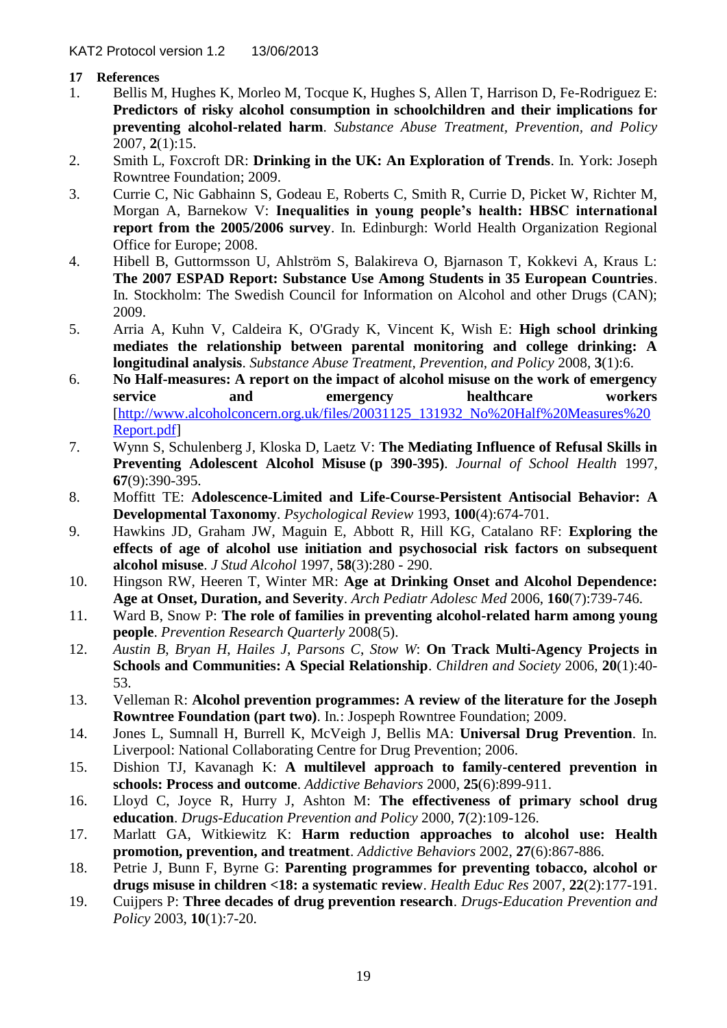## 17 References

1. Bellis M, Hughes K, Morleo M, Tocque K, Hughes S, Allen T, Harrison D, Fe-Rodriguez E: **Predictors of risky alcohol consumption in schoolchildren and their implications for preventing alcohol-related harm**. *Substance Abuse Treatment, Prevention, and Policy* 2007, **2**(1):15.
2. Smith L, Foxcroft DR: **Drinking in the UK: An Exploration of Trends**. In. York: Joseph Rowntree Foundation; 2009.
3. Currie C, Nic Gabhainn S, Godeau E, Roberts C, Smith R, Currie D, Picket W, Richter M, Morgan A, Barnekow V: **Inequalities in young people's health: HBSC international report from the 2005/2006 survey**. In. Edinburgh: World Health Organization Regional Office for Europe; 2008.
4. Hibell B, Guttormsson U, Ahlström S, Balakireva O, Bjarnason T, Kokkevi A, Kraus L: **The 2007 ESPAD Report: Substance Use Among Students in 35 European Countries**. In. Stockholm: The Swedish Council for Information on Alcohol and other Drugs (CAN); 2009.
5. Arria A, Kuhn V, Caldeira K, O'Grady K, Vincent K, Wish E: **High school drinking mediates the relationship between parental monitoring and college drinking: A longitudinal analysis**. *Substance Abuse Treatment, Prevention, and Policy* 2008, **3**(1):6.
6. **No Half-measures: A report on the impact of alcohol misuse on the work of emergency service and emergency healthcare workers** [http://www.alcoholconcern.org.uk/files/20031125_131932_No%20Half%20Measures%20Report.pdf]
7. Wynn S, Schulenberg J, Kloska D, Laetz V: **The Mediating Influence of Refusal Skills in Preventing Adolescent Alcohol Misuse (p 390-395)**. *Journal of School Health* 1997, **67**(9):390-395.
8. Moffitt TE: **Adolescence-Limited and Life-Course-Persistent Antisocial Behavior: A Developmental Taxonomy**. *Psychological Review* 1993, **100**(4):674-701.
9. Hawkins JD, Graham JW, Maguin E, Abbott R, Hill KG, Catalano RF: **Exploring the effects of age of alcohol use initiation and psychosocial risk factors on subsequent alcohol misuse**. *J Stud Alcohol* 1997, **58**(3):280 - 290.
10. Hingson RW, Heeren T, Winter MR: **Age at Drinking Onset and Alcohol Dependence: Age at Onset, Duration, and Severity**. *Arch Pediatr Adolesc Med* 2006, **160**(7):739-746.
11. Ward B, Snow P: **The role of families in preventing alcohol-related harm among young people**. *Prevention Research Quarterly* 2008(5).
12. *Austin B, Bryan H, Hailes J, Parsons C, Stow W*: **On Track Multi-Agency Projects in Schools and Communities: A Special Relationship**. *Children and Society* 2006, **20**(1):40-53.
13. Velleman R: **Alcohol prevention programmes: A review of the literature for the Joseph Rowntree Foundation (part two)**. In.: Jospeph Rowntree Foundation; 2009.
14. Jones L, Sumnall H, Burrell K, McVeigh J, Bellis MA: **Universal Drug Prevention**. In. Liverpool: National Collaborating Centre for Drug Prevention; 2006.
15. Dishion TJ, Kavanagh K: **A multilevel approach to family-centered prevention in schools: Process and outcome**. *Addictive Behaviors* 2000, **25**(6):899-911.
16. Lloyd C, Joyce R, Hurry J, Ashton M: **The effectiveness of primary school drug education**. *Drugs-Education Prevention and Policy* 2000, **7**(2):109-126.
17. Marlatt GA, Witkiewitz K: **Harm reduction approaches to alcohol use: Health promotion, prevention, and treatment**. *Addictive Behaviors* 2002, **27**(6):867-886.
18. Petrie J, Bunn F, Byrne G: **Parenting programmes for preventing tobacco, alcohol or drugs misuse in children <18: a systematic review**. *Health Educ Res* 2007, **22**(2):177-191.
19. Cuijpers P: **Three decades of drug prevention research**. *Drugs-Education Prevention and Policy* 2003, **10**(1):7-20.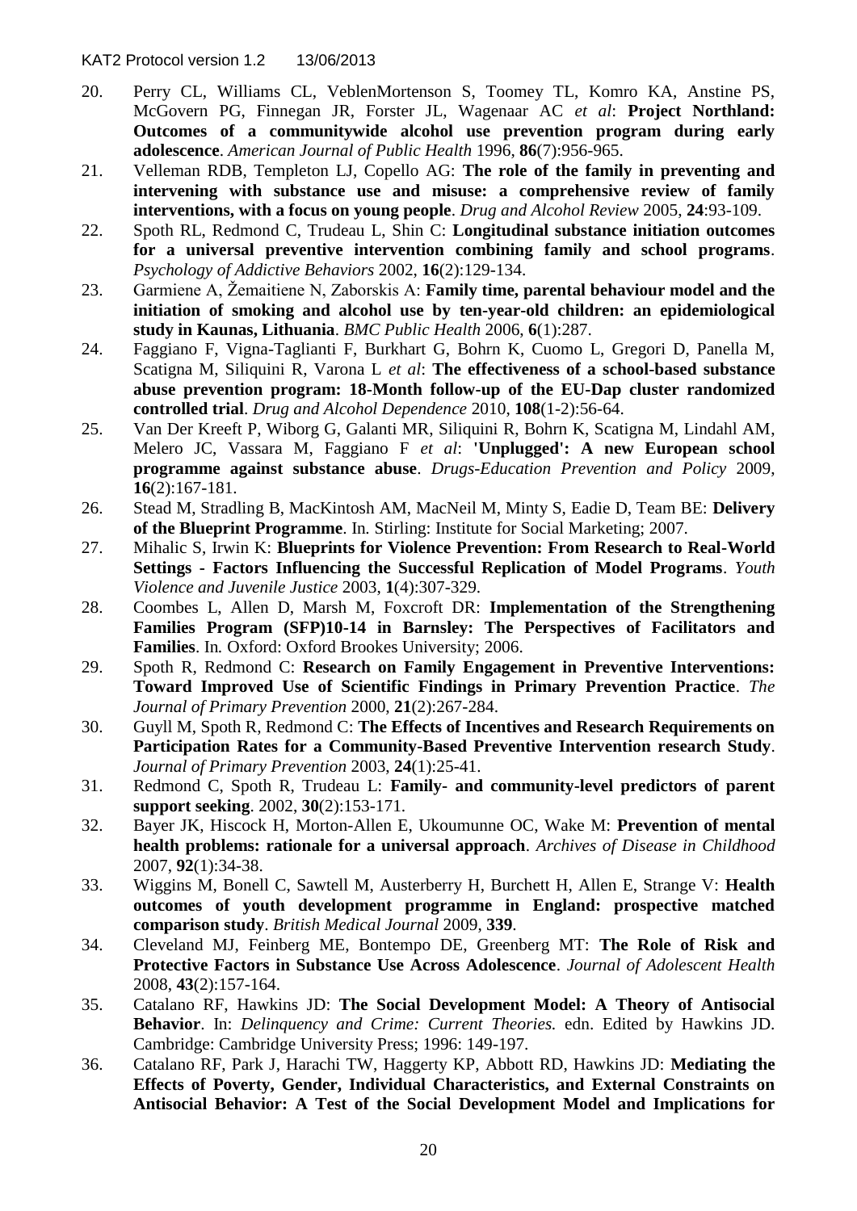20. Perry CL, Williams CL, VeblenMortenson S, Toomey TL, Komro KA, Anstine PS, McGovern PG, Finnegan JR, Forster JL, Wagenaar AC *et al*: **Project Northland: Outcomes of a communitywide alcohol use prevention program during early adolescence**. *American Journal of Public Health* 1996, **86**(7):956-965.
21. Velleman RDB, Templeton LJ, Copello AG: **The role of the family in preventing and intervening with substance use and misuse: a comprehensive review of family interventions, with a focus on young people**. *Drug and Alcohol Review* 2005, **24**:93-109.
22. Spoth RL, Redmond C, Trudeau L, Shin C: **Longitudinal substance initiation outcomes for a universal preventive intervention combining family and school programs**. *Psychology of Addictive Behaviors* 2002, **16**(2):129-134.
23. Garmiene A, Žemaitiene N, Zaborskis A: **Family time, parental behaviour model and the initiation of smoking and alcohol use by ten-year-old children: an epidemiological study in Kaunas, Lithuania**. *BMC Public Health* 2006, **6**(1):287.
24. Faggiano F, Vigna-Taglianti F, Burkhart G, Bohrn K, Cuomo L, Gregori D, Panella M, Scatigna M, Siliquini R, Varona L *et al*: **The effectiveness of a school-based substance abuse prevention program: 18-Month follow-up of the EU-Dap cluster randomized controlled trial**. *Drug and Alcohol Dependence* 2010, **108**(1-2):56-64.
25. Van Der Kreeft P, Wiborg G, Galanti MR, Siliquini R, Bohrn K, Scatigna M, Lindahl AM, Melero JC, Vassara M, Faggiano F *et al*: **'Unplugged': A new European school programme against substance abuse**. *Drugs-Education Prevention and Policy* 2009, **16**(2):167-181.
26. Stead M, Stradling B, MacKintosh AM, MacNeil M, Minty S, Eadie D, Team BE: **Delivery of the Blueprint Programme**. In*.* Stirling: Institute for Social Marketing; 2007.
27. Mihalic S, Irwin K: **Blueprints for Violence Prevention: From Research to Real-World Settings - Factors Influencing the Successful Replication of Model Programs**. *Youth Violence and Juvenile Justice* 2003, **1**(4):307-329.
28. Coombes L, Allen D, Marsh M, Foxcroft DR: **Implementation of the Strengthening Families Program (SFP)10-14 in Barnsley: The Perspectives of Facilitators and Families**. In*.* Oxford: Oxford Brookes University; 2006.
29. Spoth R, Redmond C: **Research on Family Engagement in Preventive Interventions: Toward Improved Use of Scientific Findings in Primary Prevention Practice**. *The Journal of Primary Prevention* 2000, **21**(2):267-284.
30. Guyll M, Spoth R, Redmond C: **The Effects of Incentives and Research Requirements on Participation Rates for a Community-Based Preventive Intervention research Study**. *Journal of Primary Prevention* 2003, **24**(1):25-41.
31. Redmond C, Spoth R, Trudeau L: **Family- and community-level predictors of parent support seeking**. 2002, **30**(2):153-171.
32. Bayer JK, Hiscock H, Morton-Allen E, Ukoumunne OC, Wake M: **Prevention of mental health problems: rationale for a universal approach**. *Archives of Disease in Childhood* 2007, **92**(1):34-38.
33. Wiggins M, Bonell C, Sawtell M, Austerberry H, Burchett H, Allen E, Strange V: **Health outcomes of youth development programme in England: prospective matched comparison study**. *British Medical Journal* 2009, **339**.
34. Cleveland MJ, Feinberg ME, Bontempo DE, Greenberg MT: **The Role of Risk and Protective Factors in Substance Use Across Adolescence**. *Journal of Adolescent Health* 2008, **43**(2):157-164.
35. Catalano RF, Hawkins JD: **The Social Development Model: A Theory of Antisocial Behavior**. In: *Delinquency and Crime: Current Theories.* edn. Edited by Hawkins JD. Cambridge: Cambridge University Press; 1996: 149-197.
36. Catalano RF, Park J, Harachi TW, Haggerty KP, Abbott RD, Hawkins JD: **Mediating the Effects of Poverty, Gender, Individual Characteristics, and External Constraints on Antisocial Behavior: A Test of the Social Development Model and Implications for**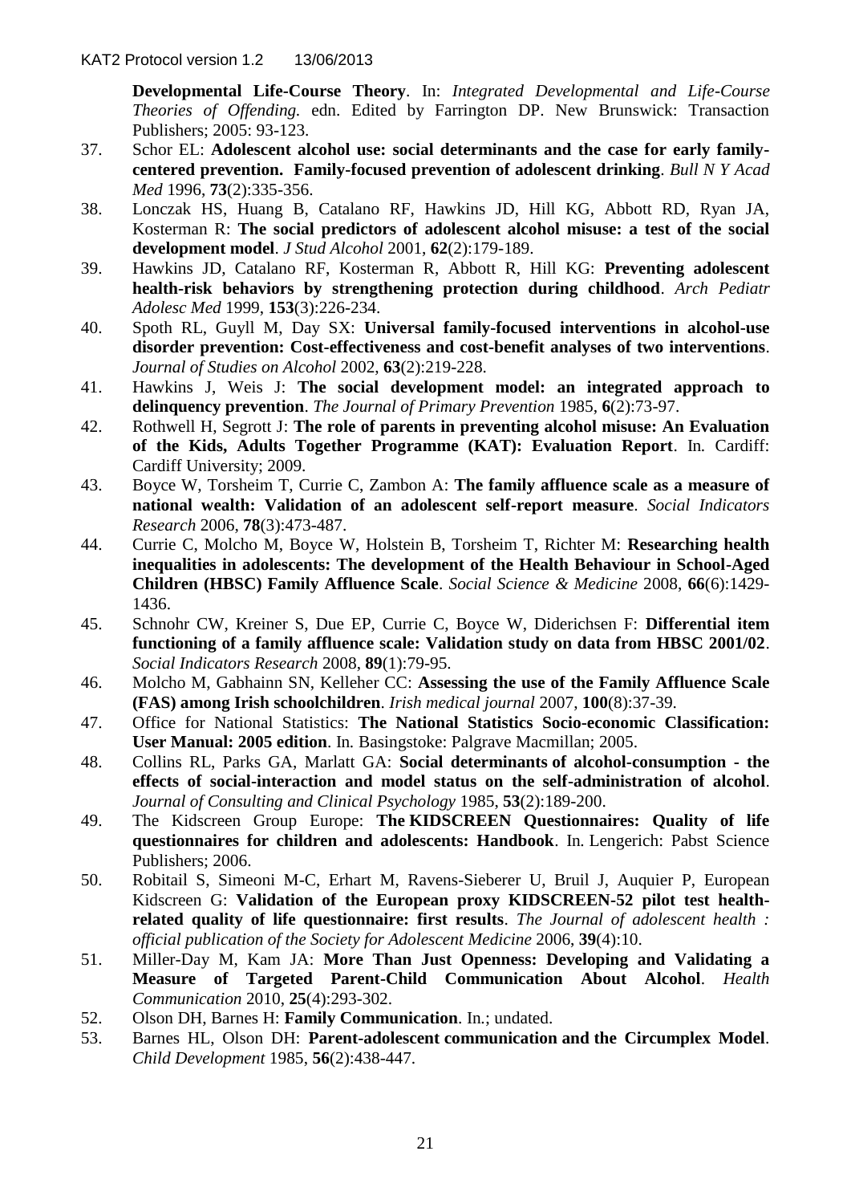**Developmental Life-Course Theory**. In: *Integrated Developmental and Life-Course Theories of Offending.* edn. Edited by Farrington DP. New Brunswick: Transaction Publishers; 2005: 93-123.

37. Schor EL: **Adolescent alcohol use: social determinants and the case for early family-centered prevention. Family-focused prevention of adolescent drinking**. *Bull N Y Acad Med* 1996, **73**(2):335-356.
38. Lonczak HS, Huang B, Catalano RF, Hawkins JD, Hill KG, Abbott RD, Ryan JA, Kosterman R: **The social predictors of adolescent alcohol misuse: a test of the social development model**. *J Stud Alcohol* 2001, **62**(2):179-189.
39. Hawkins JD, Catalano RF, Kosterman R, Abbott R, Hill KG: **Preventing adolescent health-risk behaviors by strengthening protection during childhood**. *Arch Pediatr Adolesc Med* 1999, **153**(3):226-234.
40. Spoth RL, Guyll M, Day SX: **Universal family-focused interventions in alcohol-use disorder prevention: Cost-effectiveness and cost-benefit analyses of two interventions**. *Journal of Studies on Alcohol* 2002, **63**(2):219-228.
41. Hawkins J, Weis J: **The social development model: an integrated approach to delinquency prevention**. *The Journal of Primary Prevention* 1985, **6**(2):73-97.
42. Rothwell H, Segrott J: **The role of parents in preventing alcohol misuse: An Evaluation of the Kids, Adults Together Programme (KAT): Evaluation Report**. In. Cardiff: Cardiff University; 2009.
43. Boyce W, Torsheim T, Currie C, Zambon A: **The family affluence scale as a measure of national wealth: Validation of an adolescent self-report measure**. *Social Indicators Research* 2006, **78**(3):473-487.
44. Currie C, Molcho M, Boyce W, Holstein B, Torsheim T, Richter M: **Researching health inequalities in adolescents: The development of the Health Behaviour in School-Aged Children (HBSC) Family Affluence Scale**. *Social Science & Medicine* 2008, **66**(6):1429-1436.
45. Schnohr CW, Kreiner S, Due EP, Currie C, Boyce W, Diderichsen F: **Differential item functioning of a family affluence scale: Validation study on data from HBSC 2001/02**. *Social Indicators Research* 2008, **89**(1):79-95.
46. Molcho M, Gabhainn SN, Kelleher CC: **Assessing the use of the Family Affluence Scale (FAS) among Irish schoolchildren**. *Irish medical journal* 2007, **100**(8):37-39.
47. Office for National Statistics: **The National Statistics Socio-economic Classification: User Manual: 2005 edition**. In. Basingstoke: Palgrave Macmillan; 2005.
48. Collins RL, Parks GA, Marlatt GA: **Social determinants of alcohol-consumption - the effects of social-interaction and model status on the self-administration of alcohol**. *Journal of Consulting and Clinical Psychology* 1985, **53**(2):189-200.
49. The Kidscreen Group Europe: **The KIDSCREEN Questionnaires: Quality of life questionnaires for children and adolescents: Handbook**. In. Lengerich: Pabst Science Publishers; 2006.
50. Robitail S, Simeoni M-C, Erhart M, Ravens-Sieberer U, Bruil J, Auquier P, European Kidscreen G: **Validation of the European proxy KIDSCREEN-52 pilot test health-related quality of life questionnaire: first results**. *The Journal of adolescent health : official publication of the Society for Adolescent Medicine* 2006, **39**(4):10.
51. Miller-Day M, Kam JA: **More Than Just Openness: Developing and Validating a Measure of Targeted Parent-Child Communication About Alcohol**. *Health Communication* 2010, **25**(4):293-302.
52. Olson DH, Barnes H: **Family Communication**. In.; undated.
53. Barnes HL, Olson DH: **Parent-adolescent communication and the Circumplex Model**. *Child Development* 1985, **56**(2):438-447.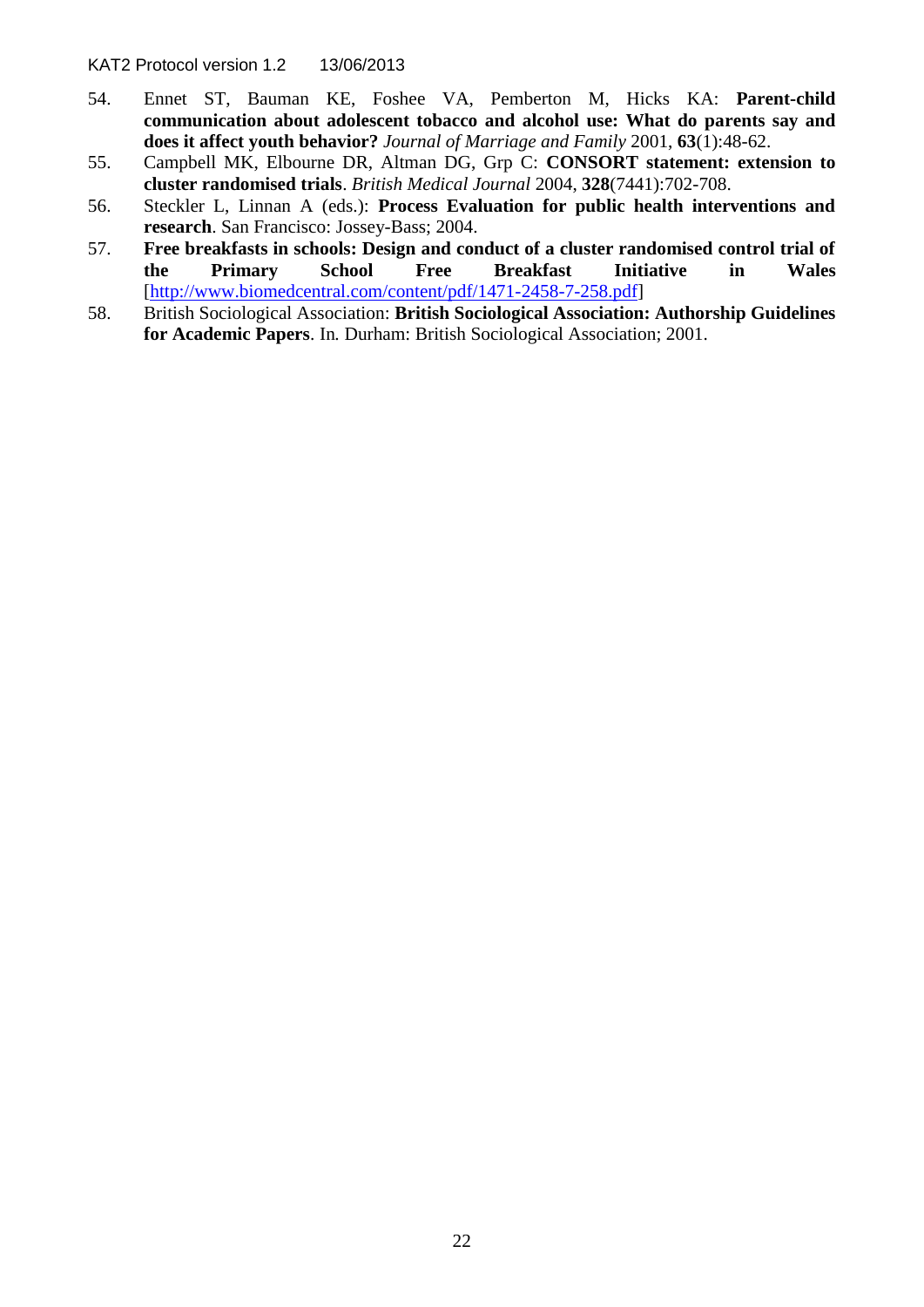54. Ennet ST, Bauman KE, Foshee VA, Pemberton M, Hicks KA: **Parent-child communication about adolescent tobacco and alcohol use: What do parents say and does it affect youth behavior?** *Journal of Marriage and Family* 2001, **63**(1):48-62.
55. Campbell MK, Elbourne DR, Altman DG, Grp C: **CONSORT statement: extension to cluster randomised trials**. *British Medical Journal* 2004, **328**(7441):702-708.
56. Steckler L, Linnan A (eds.): **Process Evaluation for public health interventions and research**. San Francisco: Jossey-Bass; 2004.
57. **Free breakfasts in schools: Design and conduct of a cluster randomised control trial of the Primary School Free Breakfast Initiative in Wales** [http://www.biomedcentral.com/content/pdf/1471-2458-7-258.pdf]
58. British Sociological Association: **British Sociological Association: Authorship Guidelines for Academic Papers**. In*.* Durham: British Sociological Association; 2001.